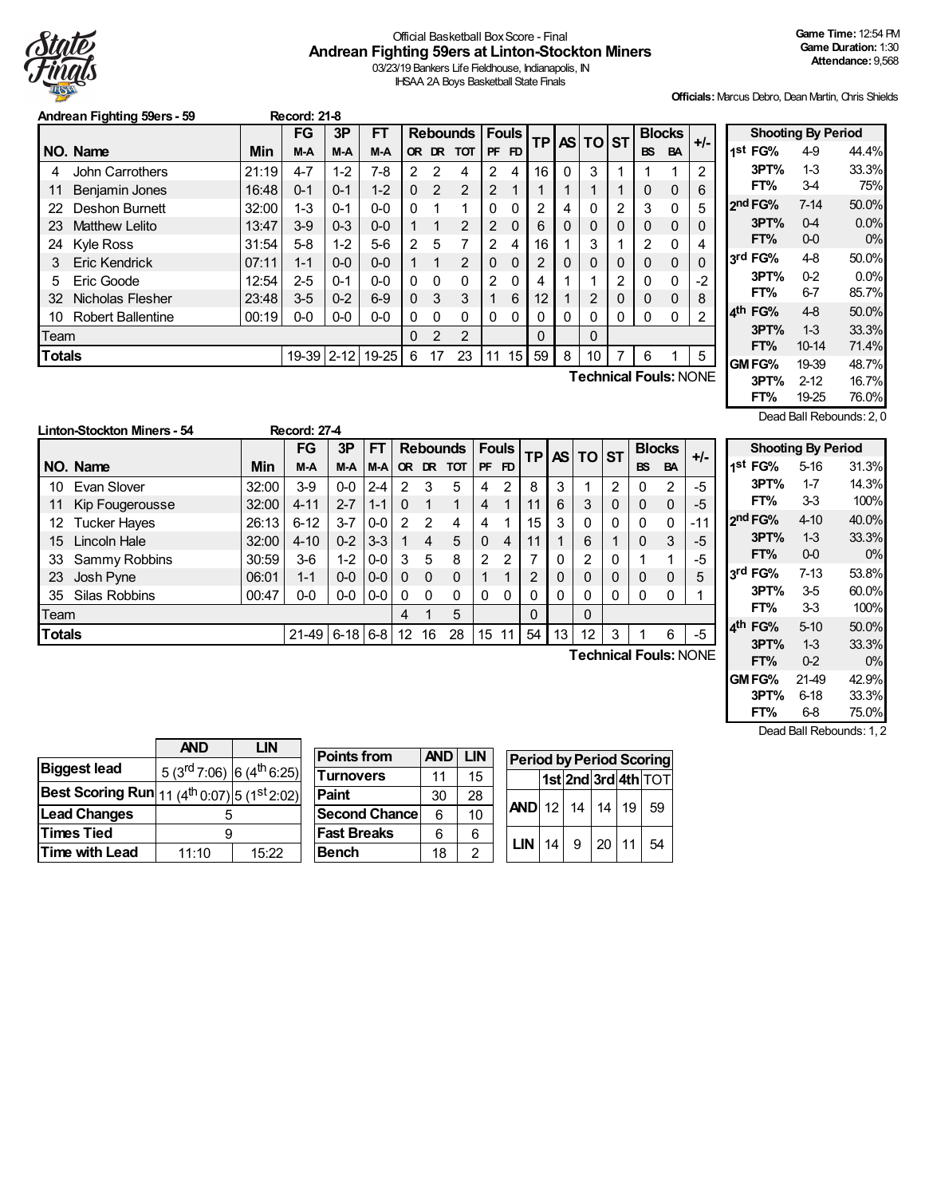Official Basketball Box Score - Final

# Andrean Fighting 59ers at Linton-Stockton Miners

03/23/19 Bankers Life Fieldhouse, Indianapolis, IN

IHSAA 2A Boys Basketball State Finals

**Game Time:** 12:54 PM
**Game Duration:** 1:30
**Attendance:** 9,568

**Officials:** Marcus Debro, Dean Martin, Chris Shields

## Andrean Fighting 59ers - 59 (Record: 21-8)

| NO. | Name | Min | FG M-A | 3P M-A | FT M-A | OR | DR | TOT | PF | FD | TP | AS | TO | ST | BS | BA | +/- |
|---|---|---|---|---|---|---|---|---|---|---|---|---|---|---|---|---|---|
| 4 | John Carrothers | 21:19 | 4-7 | 1-2 | 7-8 | 2 | 2 | 4 | 2 | 4 | 16 | 0 | 3 | 1 | 1 | 1 | 2 |
| 11 | Benjamin Jones | 16:48 | 0-1 | 0-1 | 1-2 | 0 | 2 | 2 | 2 | 1 | 1 | 1 | 1 | 1 | 0 | 0 | 6 |
| 22 | Deshon Burnett | 32:00 | 1-3 | 0-1 | 0-0 | 0 | 1 | 1 | 0 | 0 | 2 | 4 | 0 | 2 | 3 | 0 | 5 |
| 23 | Matthew Lelito | 13:47 | 3-9 | 0-3 | 0-0 | 1 | 1 | 2 | 2 | 0 | 6 | 0 | 0 | 0 | 0 | 0 | 0 |
| 24 | Kyle Ross | 31:54 | 5-8 | 1-2 | 5-6 | 2 | 5 | 7 | 2 | 4 | 16 | 1 | 3 | 1 | 2 | 0 | 4 |
| 3 | Eric Kendrick | 07:11 | 1-1 | 0-0 | 0-0 | 1 | 1 | 2 | 0 | 0 | 2 | 0 | 0 | 0 | 0 | 0 | 0 |
| 5 | Eric Goode | 12:54 | 2-5 | 0-1 | 0-0 | 0 | 0 | 0 | 2 | 0 | 4 | 1 | 1 | 2 | 0 | 0 | -2 |
| 32 | Nicholas Flesher | 23:48 | 3-5 | 0-2 | 6-9 | 0 | 3 | 3 | 1 | 6 | 12 | 1 | 2 | 0 | 0 | 0 | 8 |
| 10 | Robert Ballentine | 00:19 | 0-0 | 0-0 | 0-0 | 0 | 0 | 0 | 0 | 0 | 0 | 0 | 0 | 0 | 0 | 0 | 2 |
| Team | | | | | | 0 | 2 | 2 | | | 0 | | 0 | | | | |
| Totals | | | 19-39 | 2-12 | 19-25 | 6 | 17 | 23 | 11 | 15 | 59 | 8 | 10 | 7 | 6 | 1 | 5 |

**Technical Fouls:** NONE

| Shooting By Period | | | |
|---|---|---|---|
| 1st | FG% | 4-9 | 44.4% |
| | 3PT% | 1-3 | 33.3% |
| | FT% | 3-4 | 75% |
| 2nd | FG% | 7-14 | 50.0% |
| | 3PT% | 0-4 | 0.0% |
| | FT% | 0-0 | 0% |
| 3rd | FG% | 4-8 | 50.0% |
| | 3PT% | 0-2 | 0.0% |
| | FT% | 6-7 | 85.7% |
| 4th | FG% | 4-8 | 50.0% |
| | 3PT% | 1-3 | 33.3% |
| | FT% | 10-14 | 71.4% |
| GM | FG% | 19-39 | 48.7% |
| | 3PT% | 2-12 | 16.7% |
| | FT% | 19-25 | 76.0% |

Dead Ball Rebounds: 2, 0

## Linton-Stockton Miners - 54 (Record: 27-4)

| NO. | Name | Min | FG M-A | 3P M-A | FT M-A | OR | DR | TOT | PF | FD | TP | AS | TO | ST | BS | BA | +/- |
|---|---|---|---|---|---|---|---|---|---|---|---|---|---|---|---|---|---|
| 10 | Evan Slover | 32:00 | 3-9 | 0-0 | 2-4 | 2 | 3 | 5 | 4 | 2 | 8 | 3 | 1 | 2 | 0 | 2 | -5 |
| 11 | Kip Fougerousse | 32:00 | 4-11 | 2-7 | 1-1 | 0 | 1 | 1 | 4 | 1 | 11 | 6 | 3 | 0 | 0 | 0 | -5 |
| 12 | Tucker Hayes | 26:13 | 6-12 | 3-7 | 0-0 | 2 | 2 | 4 | 4 | 1 | 15 | 3 | 0 | 0 | 0 | 0 | -11 |
| 15 | Lincoln Hale | 32:00 | 4-10 | 0-2 | 3-3 | 1 | 4 | 5 | 0 | 4 | 11 | 1 | 6 | 1 | 0 | 3 | -5 |
| 33 | Sammy Robbins | 30:59 | 3-6 | 1-2 | 0-0 | 3 | 5 | 8 | 2 | 2 | 7 | 0 | 2 | 0 | 1 | 1 | -5 |
| 23 | Josh Pyne | 06:01 | 1-1 | 0-0 | 0-0 | 0 | 0 | 0 | 1 | 1 | 2 | 0 | 0 | 0 | 0 | 0 | 5 |
| 35 | Silas Robbins | 00:47 | 0-0 | 0-0 | 0-0 | 0 | 0 | 0 | 0 | 0 | 0 | 0 | 0 | 0 | 0 | 0 | 1 |
| Team | | | | | | 4 | 1 | 5 | | | 0 | | 0 | | | | |
| Totals | | | 21-49 | 6-18 | 6-8 | 12 | 16 | 28 | 15 | 11 | 54 | 13 | 12 | 3 | 1 | 6 | -5 |

**Technical Fouls:** NONE

| Shooting By Period | | | |
|---|---|---|---|
| 1st | FG% | 5-16 | 31.3% |
| | 3PT% | 1-7 | 14.3% |
| | FT% | 3-3 | 100% |
| 2nd | FG% | 4-10 | 40.0% |
| | 3PT% | 1-3 | 33.3% |
| | FT% | 0-0 | 0% |
| 3rd | FG% | 7-13 | 53.8% |
| | 3PT% | 3-5 | 60.0% |
| | FT% | 3-3 | 100% |
| 4th | FG% | 5-10 | 50.0% |
| | 3PT% | 1-3 | 33.3% |
| | FT% | 0-2 | 0% |
| GM | FG% | 21-49 | 42.9% |
| | 3PT% | 6-18 | 33.3% |
| | FT% | 6-8 | 75.0% |

Dead Ball Rebounds: 1, 2

| | AND | LIN |
|---|---|---|
| Biggest lead | 5 (3rd 7:06) | 6 (4th 6:25) |
| Best Scoring Run | 11 (4th 0:07) | 5 (1st 2:02) |
| Lead Changes | 5 | |
| Times Tied | 9 | |
| Time with Lead | 11:10 | 15:22 |

| Points from | AND | LIN |
|---|---|---|
| Turnovers | 11 | 15 |
| Paint | 30 | 28 |
| Second Chance | 6 | 10 |
| Fast Breaks | 6 | 6 |
| Bench | 18 | 2 |

| Period by Period Scoring | 1st | 2nd | 3rd | 4th | TOT |
|---|---|---|---|---|---|
| AND | 12 | 14 | 14 | 19 | 59 |
| LIN | 14 | 9 | 20 | 11 | 54 |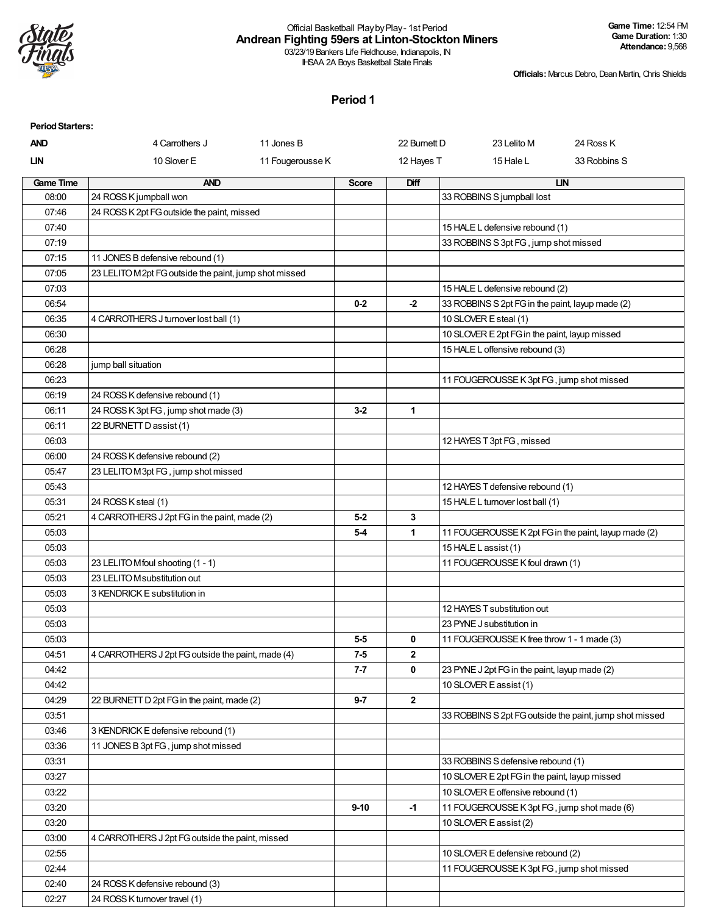Official Basketball Play by Play - 1st Period

**Andrean Fighting 59ers at Linton-Stockton Miners**

03/23/19 Bankers Life Fieldhouse, Indianapolis, IN

IHSAA 2A Boys Basketball State Finals

**Game Time:** 12:54 PM
**Game Duration:** 1:30
**Attendance:** 9,568

**Officials:** Marcus Debro, Dean Martin, Chris Shields

## Period 1

**Period Starters:**

| | | | | | |
|---|---|---|---|---|---|
| **AND** | 4 Carrothers J | 11 Jones B | 22 Burnett D | 23 Lelito M | 24 Ross K |
| **LIN** | 10 Slover E | 11 Fougerousse K | 12 Hayes T | 15 Hale L | 33 Robbins S |

| Game Time | AND | Score | Diff | LIN |
|---|---|---|---|---|
| 08:00 | 24 ROSS K jumpball won | | | 33 ROBBINS S jumpball lost |
| 07:46 | 24 ROSS K 2pt FG outside the paint, missed | | | |
| 07:40 | | | | 15 HALE L defensive rebound (1) |
| 07:19 | | | | 33 ROBBINS S 3pt FG , jump shot missed |
| 07:15 | 11 JONES B defensive rebound (1) | | | |
| 07:05 | 23 LELITO M 2pt FG outside the paint, jump shot missed | | | |
| 07:03 | | | | 15 HALE L defensive rebound (2) |
| 06:54 | | **0-2** | **-2** | 33 ROBBINS S 2pt FG in the paint, layup made (2) |
| 06:35 | 4 CARROTHERS J turnover lost ball (1) | | | 10 SLOVER E steal (1) |
| 06:30 | | | | 10 SLOVER E 2pt FG in the paint, layup missed |
| 06:28 | | | | 15 HALE L offensive rebound (3) |
| 06:28 | jump ball situation | | | |
| 06:23 | | | | 11 FOUGEROUSSE K 3pt FG , jump shot missed |
| 06:19 | 24 ROSS K defensive rebound (1) | | | |
| 06:11 | 24 ROSS K 3pt FG , jump shot made (3) | **3-2** | **1** | |
| 06:11 | 22 BURNETT D assist (1) | | | |
| 06:03 | | | | 12 HAYES T 3pt FG , missed |
| 06:00 | 24 ROSS K defensive rebound (2) | | | |
| 05:47 | 23 LELITO M 3pt FG , jump shot missed | | | |
| 05:43 | | | | 12 HAYES T defensive rebound (1) |
| 05:31 | 24 ROSS K steal (1) | | | 15 HALE L turnover lost ball (1) |
| 05:21 | 4 CARROTHERS J 2pt FG in the paint, made (2) | **5-2** | **3** | |
| 05:03 | | **5-4** | **1** | 11 FOUGEROUSSE K 2pt FG in the paint, layup made (2) |
| 05:03 | | | | 15 HALE L assist (1) |
| 05:03 | 23 LELITO M foul shooting (1 - 1) | | | 11 FOUGEROUSSE K foul drawn (1) |
| 05:03 | 23 LELITO M substitution out | | | |
| 05:03 | 3 KENDRICK E substitution in | | | |
| 05:03 | | | | 12 HAYES T substitution out |
| 05:03 | | | | 23 PYNE J substitution in |
| 05:03 | | **5-5** | **0** | 11 FOUGEROUSSE K free throw 1 - 1 made (3) |
| 04:51 | 4 CARROTHERS J 2pt FG outside the paint, made (4) | **7-5** | **2** | |
| 04:42 | | **7-7** | **0** | 23 PYNE J 2pt FG in the paint, layup made (2) |
| 04:42 | | | | 10 SLOVER E assist (1) |
| 04:29 | 22 BURNETT D 2pt FG in the paint, made (2) | **9-7** | **2** | |
| 03:51 | | | | 33 ROBBINS S 2pt FG outside the paint, jump shot missed |
| 03:46 | 3 KENDRICK E defensive rebound (1) | | | |
| 03:36 | 11 JONES B 3pt FG , jump shot missed | | | |
| 03:31 | | | | 33 ROBBINS S defensive rebound (1) |
| 03:27 | | | | 10 SLOVER E 2pt FG in the paint, layup missed |
| 03:22 | | | | 10 SLOVER E offensive rebound (1) |
| 03:20 | | **9-10** | **-1** | 11 FOUGEROUSSE K 3pt FG , jump shot made (6) |
| 03:20 | | | | 10 SLOVER E assist (2) |
| 03:00 | 4 CARROTHERS J 2pt FG outside the paint, missed | | | |
| 02:55 | | | | 10 SLOVER E defensive rebound (2) |
| 02:44 | | | | 11 FOUGEROUSSE K 3pt FG , jump shot missed |
| 02:40 | 24 ROSS K defensive rebound (3) | | | |
| 02:27 | 24 ROSS K turnover travel (1) | | | |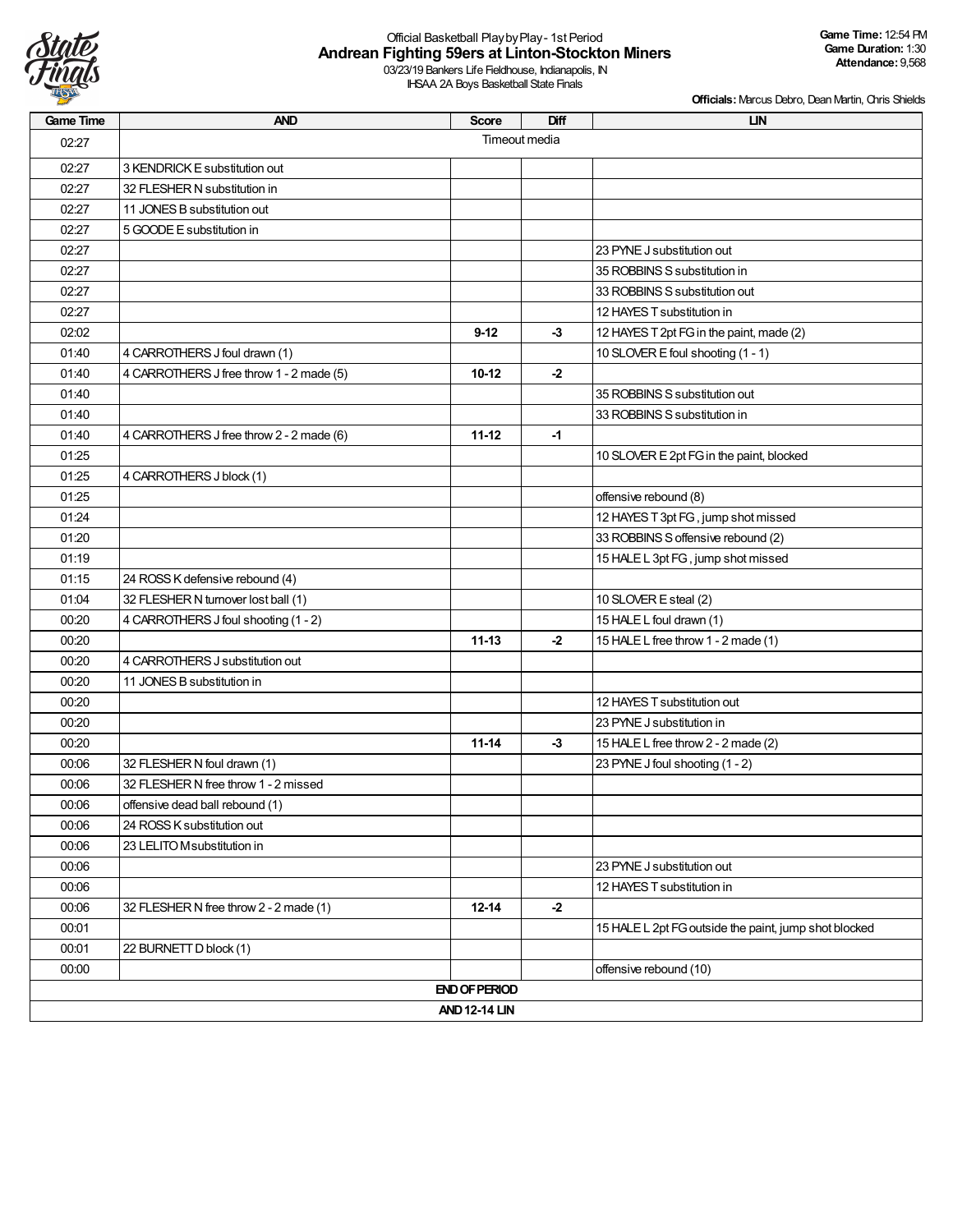Official Basketball Play by Play - 1st Period

# Andrean Fighting 59ers at Linton-Stockton Miners

03/23/19 Bankers Life Fieldhouse, Indianapolis, IN
IHSAA 2A Boys Basketball State Finals

**Game Time:** 12:54 PM
**Game Duration:** 1:30
**Attendance:** 9,568

**Officials:** Marcus Debro, Dean Martin, Chris Shields

| Game Time | AND | Score | Diff | LIN |
|---|---|---|---|---|
| 02:27 | Timeout media | | | |
| 02:27 | 3 KENDRICK E substitution out | | | |
| 02:27 | 32 FLESHER N substitution in | | | |
| 02:27 | 11 JONES B substitution out | | | |
| 02:27 | 5 GOODE E substitution in | | | |
| 02:27 | | | | 23 PYNE J substitution out |
| 02:27 | | | | 35 ROBBINS S substitution in |
| 02:27 | | | | 33 ROBBINS S substitution out |
| 02:27 | | | | 12 HAYES T substitution in |
| 02:02 | | **9-12** | **-3** | 12 HAYES T 2pt FG in the paint, made (2) |
| 01:40 | 4 CARROTHERS J foul drawn (1) | | | 10 SLOVER E foul shooting (1 - 1) |
| 01:40 | 4 CARROTHERS J free throw 1 - 2 made (5) | **10-12** | **-2** | |
| 01:40 | | | | 35 ROBBINS S substitution out |
| 01:40 | | | | 33 ROBBINS S substitution in |
| 01:40 | 4 CARROTHERS J free throw 2 - 2 made (6) | **11-12** | **-1** | |
| 01:25 | | | | 10 SLOVER E 2pt FG in the paint, blocked |
| 01:25 | 4 CARROTHERS J block (1) | | | |
| 01:25 | | | | offensive rebound (8) |
| 01:24 | | | | 12 HAYES T 3pt FG , jump shot missed |
| 01:20 | | | | 33 ROBBINS S offensive rebound (2) |
| 01:19 | | | | 15 HALE L 3pt FG , jump shot missed |
| 01:15 | 24 ROSS K defensive rebound (4) | | | |
| 01:04 | 32 FLESHER N turnover lost ball (1) | | | 10 SLOVER E steal (2) |
| 00:20 | 4 CARROTHERS J foul shooting (1 - 2) | | | 15 HALE L foul drawn (1) |
| 00:20 | | **11-13** | **-2** | 15 HALE L free throw 1 - 2 made (1) |
| 00:20 | 4 CARROTHERS J substitution out | | | |
| 00:20 | 11 JONES B substitution in | | | |
| 00:20 | | | | 12 HAYES T substitution out |
| 00:20 | | | | 23 PYNE J substitution in |
| 00:20 | | **11-14** | **-3** | 15 HALE L free throw 2 - 2 made (2) |
| 00:06 | 32 FLESHER N foul drawn (1) | | | 23 PYNE J foul shooting (1 - 2) |
| 00:06 | 32 FLESHER N free throw 1 - 2 missed | | | |
| 00:06 | offensive dead ball rebound (1) | | | |
| 00:06 | 24 ROSS K substitution out | | | |
| 00:06 | 23 LELITO M substitution in | | | |
| 00:06 | | | | 23 PYNE J substitution out |
| 00:06 | | | | 12 HAYES T substitution in |
| 00:06 | 32 FLESHER N free throw 2 - 2 made (1) | **12-14** | **-2** | |
| 00:01 | | | | 15 HALE L 2pt FG outside the paint, jump shot blocked |
| 00:01 | 22 BURNETT D block (1) | | | |
| 00:00 | | | | offensive rebound (10) |

**END OF PERIOD**

**AND 12-14 LIN**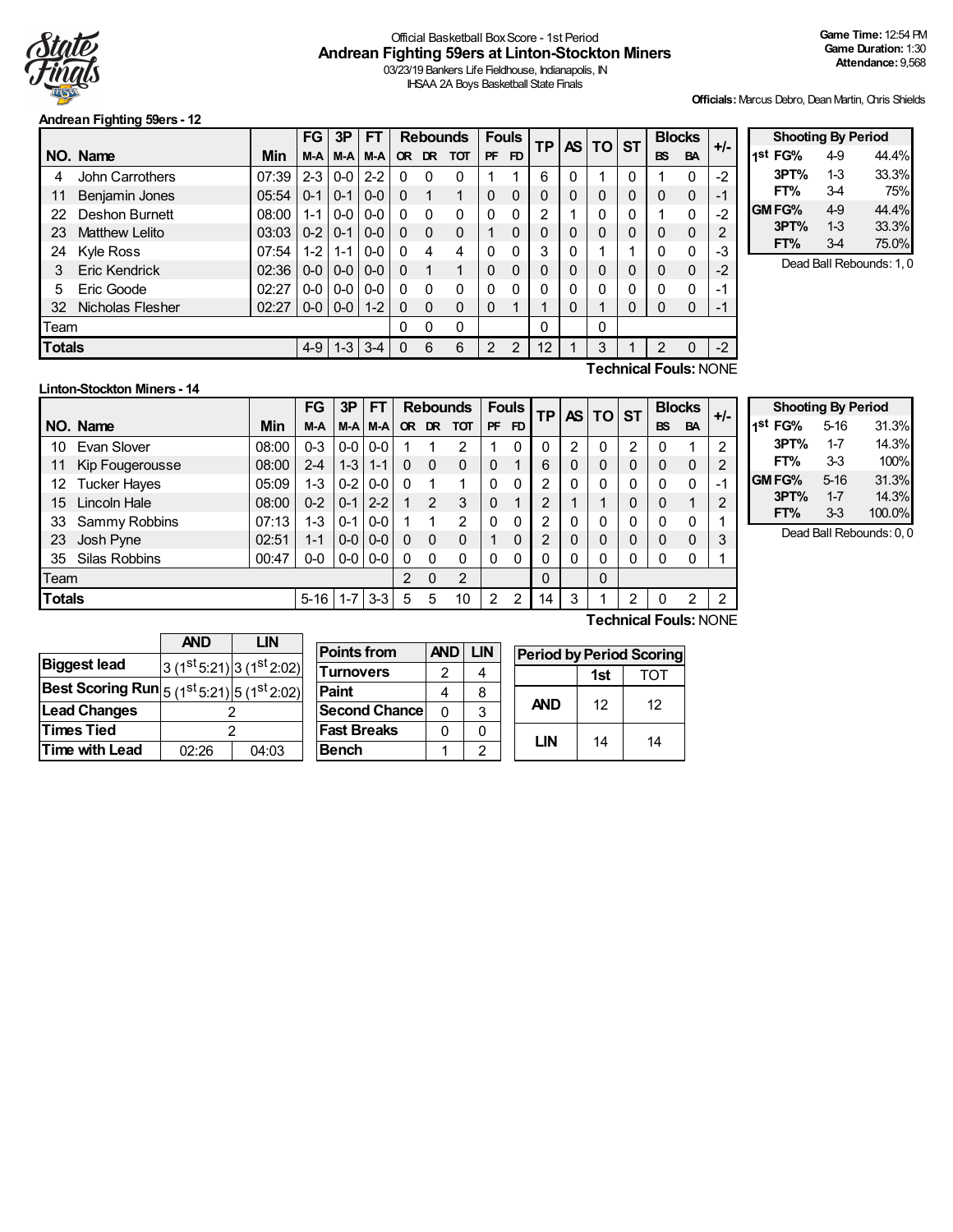Official Basketball Box Score - 1st Period

# Andrean Fighting 59ers at Linton-Stockton Miners

03/23/19 Bankers Life Fieldhouse, Indianapolis, IN
IHSAA 2A Boys Basketball State Finals

**Game Time:** 12:54 PM
**Game Duration:** 1:30
**Attendance:** 9,568

**Officials:** Marcus Debro, Dean Martin, Chris Shields

## Andrean Fighting 59ers - 12

| NO. | Name | Min | FG M-A | 3P M-A | FT M-A | Rebounds OR | DR | TOT | Fouls PF | FD | TP | AS | TO | ST | Blocks BS | BA | +/- |
|---|---|---|---|---|---|---|---|---|---|---|---|---|---|---|---|---|---|
| 4 | John Carrothers | 07:39 | 2-3 | 0-0 | 2-2 | 0 | 0 | 0 | 1 | 1 | 6 | 0 | 1 | 0 | 1 | 0 | -2 |
| 11 | Benjamin Jones | 05:54 | 0-1 | 0-1 | 0-0 | 0 | 1 | 1 | 0 | 0 | 0 | 0 | 0 | 0 | 0 | 0 | -1 |
| 22 | Deshon Burnett | 08:00 | 1-1 | 0-0 | 0-0 | 0 | 0 | 0 | 0 | 0 | 2 | 1 | 0 | 0 | 1 | 0 | -2 |
| 23 | Matthew Lelito | 03:03 | 0-2 | 0-1 | 0-0 | 0 | 0 | 0 | 1 | 0 | 0 | 0 | 0 | 0 | 0 | 0 | 2 |
| 24 | Kyle Ross | 07:54 | 1-2 | 1-1 | 0-0 | 0 | 4 | 4 | 0 | 0 | 3 | 0 | 1 | 1 | 0 | 0 | -3 |
| 3 | Eric Kendrick | 02:36 | 0-0 | 0-0 | 0-0 | 0 | 1 | 1 | 0 | 0 | 0 | 0 | 0 | 0 | 0 | 0 | -2 |
| 5 | Eric Goode | 02:27 | 0-0 | 0-0 | 0-0 | 0 | 0 | 0 | 0 | 0 | 0 | 0 | 0 | 0 | 0 | 0 | -1 |
| 32 | Nicholas Flesher | 02:27 | 0-0 | 0-0 | 1-2 | 0 | 0 | 0 | 0 | 1 | 1 | 0 | 1 | 0 | 0 | 0 | -1 |
| Team | | | | | | 0 | 0 | 0 | | | 0 | | 0 | | | | |
| **Totals** | | | 4-9 | 1-3 | 3-4 | 0 | 6 | 6 | 2 | 2 | 12 | 1 | 3 | 1 | 2 | 0 | -2 |

**Technical Fouls:** NONE

| Shooting By Period | | | |
|---|---|---|---|
| 1st | FG% | 4-9 | 44.4% |
| | 3PT% | 1-3 | 33.3% |
| | FT% | 3-4 | 75% |
| GM | FG% | 4-9 | 44.4% |
| | 3PT% | 1-3 | 33.3% |
| | FT% | 3-4 | 75.0% |

Dead Ball Rebounds: 1, 0

## Linton-Stockton Miners - 14

| NO. | Name | Min | FG M-A | 3P M-A | FT M-A | Rebounds OR | DR | TOT | Fouls PF | FD | TP | AS | TO | ST | Blocks BS | BA | +/- |
|---|---|---|---|---|---|---|---|---|---|---|---|---|---|---|---|---|---|
| 10 | Evan Slover | 08:00 | 0-3 | 0-0 | 0-0 | 1 | 1 | 2 | 1 | 0 | 0 | 2 | 0 | 2 | 0 | 1 | 2 |
| 11 | Kip Fougerousse | 08:00 | 2-4 | 1-3 | 1-1 | 0 | 0 | 0 | 0 | 1 | 6 | 0 | 0 | 0 | 0 | 0 | 2 |
| 12 | Tucker Hayes | 05:09 | 1-3 | 0-2 | 0-0 | 0 | 1 | 1 | 0 | 0 | 2 | 0 | 0 | 0 | 0 | 0 | -1 |
| 15 | Lincoln Hale | 08:00 | 0-2 | 0-1 | 2-2 | 1 | 2 | 3 | 0 | 1 | 2 | 1 | 1 | 0 | 0 | 1 | 2 |
| 33 | Sammy Robbins | 07:13 | 1-3 | 0-1 | 0-0 | 1 | 1 | 2 | 0 | 0 | 2 | 0 | 0 | 0 | 0 | 0 | 1 |
| 23 | Josh Pyne | 02:51 | 1-1 | 0-0 | 0-0 | 0 | 0 | 0 | 1 | 0 | 2 | 0 | 0 | 0 | 0 | 0 | 3 |
| 35 | Silas Robbins | 00:47 | 0-0 | 0-0 | 0-0 | 0 | 0 | 0 | 0 | 0 | 0 | 0 | 0 | 0 | 0 | 0 | 1 |
| Team | | | | | | 2 | 0 | 2 | | | 0 | | 0 | | | | |
| **Totals** | | | 5-16 | 1-7 | 3-3 | 5 | 5 | 10 | 2 | 2 | 14 | 3 | 1 | 2 | 0 | 2 | 2 |

**Technical Fouls:** NONE

| Shooting By Period | | | |
|---|---|---|---|
| 1st | FG% | 5-16 | 31.3% |
| | 3PT% | 1-7 | 14.3% |
| | FT% | 3-3 | 100% |
| GM | FG% | 5-16 | 31.3% |
| | 3PT% | 1-7 | 14.3% |
| | FT% | 3-3 | 100.0% |

Dead Ball Rebounds: 0, 0

| | AND | LIN |
|---|---|---|
| **Biggest lead** | 3 (1st 5:21) | 3 (1st 2:02) |
| **Best Scoring Run** | 5 (1st 5:21) | 5 (1st 2:02) |
| **Lead Changes** | 2 | |
| **Times Tied** | 2 | |
| **Time with Lead** | 02:26 | 04:03 |

| Points from | AND | LIN |
|---|---|---|
| Turnovers | 2 | 4 |
| Paint | 4 | 8 |
| Second Chance | 0 | 3 |
| Fast Breaks | 0 | 0 |
| Bench | 1 | 2 |

| Period by Period Scoring | 1st | TOT |
|---|---|---|
| AND | 12 | 12 |
| LIN | 14 | 14 |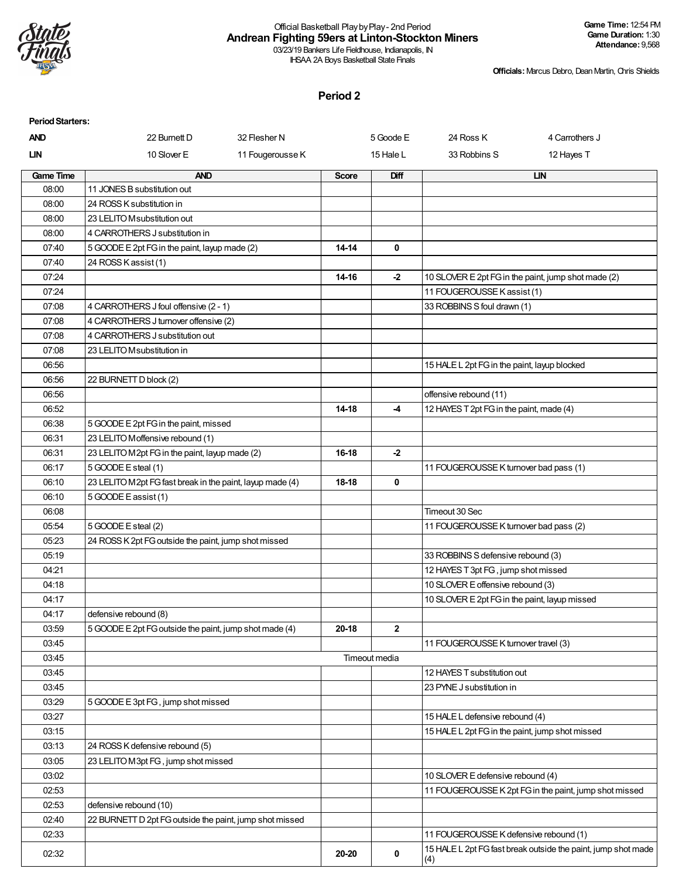Official Basketball Play by Play - 2nd Period

**Andrean Fighting 59ers at Linton-Stockton Miners**

03/23/19 Bankers Life Fieldhouse, Indianapolis, IN

IHSAA 2A Boys Basketball State Finals

**Game Time:** 12:54 PM
**Game Duration:** 1:30
**Attendance:** 9,568

**Officials:** Marcus Debro, Dean Martin, Chris Shields

## Period 2

**Period Starters:**

| | | | | | |
|---|---|---|---|---|---|
| **AND** | 22 Burnett D | 32 Flesher N | 5 Goode E | 24 Ross K | 4 Carrothers J |
| **LIN** | 10 Slover E | 11 Fougerousse K | 15 Hale L | 33 Robbins S | 12 Hayes T |

| Game Time | AND | Score | Diff | LIN |
|---|---|---|---|---|
| 08:00 | 11 JONES B substitution out | | | |
| 08:00 | 24 ROSS K substitution in | | | |
| 08:00 | 23 LELITO M substitution out | | | |
| 08:00 | 4 CARROTHERS J substitution in | | | |
| 07:40 | 5 GOODE E 2pt FG in the paint, layup made (2) | 14-14 | 0 | |
| 07:40 | 24 ROSS K assist (1) | | | |
| 07:24 | | 14-16 | -2 | 10 SLOVER E 2pt FG in the paint, jump shot made (2) |
| 07:24 | | | | 11 FOUGEROUSSE K assist (1) |
| 07:08 | 4 CARROTHERS J foul offensive (2 - 1) | | | 33 ROBBINS S foul drawn (1) |
| 07:08 | 4 CARROTHERS J turnover offensive (2) | | | |
| 07:08 | 4 CARROTHERS J substitution out | | | |
| 07:08 | 23 LELITO M substitution in | | | |
| 06:56 | | | | 15 HALE L 2pt FG in the paint, layup blocked |
| 06:56 | 22 BURNETT D block (2) | | | |
| 06:56 | | | | offensive rebound (11) |
| 06:52 | | 14-18 | -4 | 12 HAYES T 2pt FG in the paint, made (4) |
| 06:38 | 5 GOODE E 2pt FG in the paint, missed | | | |
| 06:31 | 23 LELITO M offensive rebound (1) | | | |
| 06:31 | 23 LELITO M 2pt FG in the paint, layup made (2) | 16-18 | -2 | |
| 06:17 | 5 GOODE E steal (1) | | | 11 FOUGEROUSSE K turnover bad pass (1) |
| 06:10 | 23 LELITO M 2pt FG fast break in the paint, layup made (4) | 18-18 | 0 | |
| 06:10 | 5 GOODE E assist (1) | | | |
| 06:08 | | | | Timeout 30 Sec |
| 05:54 | 5 GOODE E steal (2) | | | 11 FOUGEROUSSE K turnover bad pass (2) |
| 05:23 | 24 ROSS K 2pt FG outside the paint, jump shot missed | | | |
| 05:19 | | | | 33 ROBBINS S defensive rebound (3) |
| 04:21 | | | | 12 HAYES T 3pt FG , jump shot missed |
| 04:18 | | | | 10 SLOVER E offensive rebound (3) |
| 04:17 | | | | 10 SLOVER E 2pt FG in the paint, layup missed |
| 04:17 | defensive rebound (8) | | | |
| 03:59 | 5 GOODE E 2pt FG outside the paint, jump shot made (4) | 20-18 | 2 | |
| 03:45 | | | | 11 FOUGEROUSSE K turnover travel (3) |
| 03:45 | Timeout media | | | |
| 03:45 | | | | 12 HAYES T substitution out |
| 03:45 | | | | 23 PYNE J substitution in |
| 03:29 | 5 GOODE E 3pt FG , jump shot missed | | | |
| 03:27 | | | | 15 HALE L defensive rebound (4) |
| 03:15 | | | | 15 HALE L 2pt FG in the paint, jump shot missed |
| 03:13 | 24 ROSS K defensive rebound (5) | | | |
| 03:05 | 23 LELITO M 3pt FG , jump shot missed | | | |
| 03:02 | | | | 10 SLOVER E defensive rebound (4) |
| 02:53 | | | | 11 FOUGEROUSSE K 2pt FG in the paint, jump shot missed |
| 02:53 | defensive rebound (10) | | | |
| 02:40 | 22 BURNETT D 2pt FG outside the paint, jump shot missed | | | |
| 02:33 | | | | 11 FOUGEROUSSE K defensive rebound (1) |
| 02:32 | | 20-20 | 0 | 15 HALE L 2pt FG fast break outside the paint, jump shot made (4) |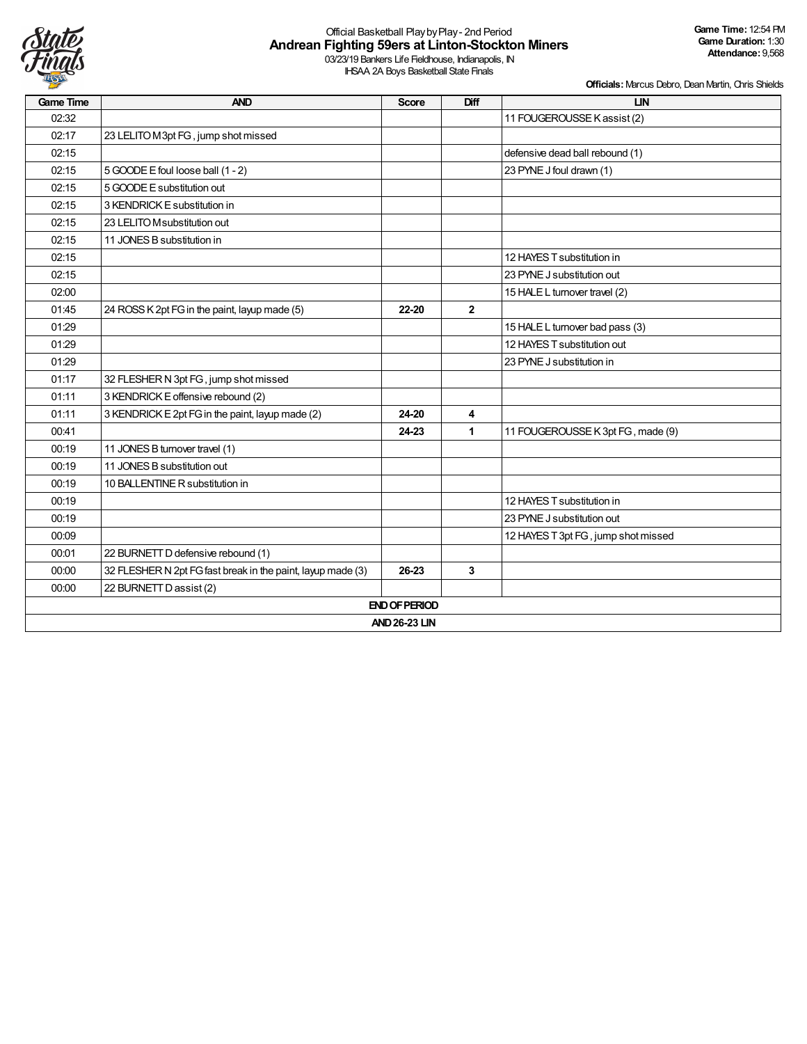Official Basketball Play by Play - 2nd Period

# Andrean Fighting 59ers at Linton-Stockton Miners

03/23/19 Bankers Life Fieldhouse, Indianapolis, IN
IHSAA 2A Boys Basketball State Finals

**Game Time:** 12:54 PM
**Game Duration:** 1:30
**Attendance:** 9,568

**Officials:** Marcus Debro, Dean Martin, Chris Shields

| Game Time | AND | Score | Diff | LIN |
|---|---|---|---|---|
| 02:32 | | | | 11 FOUGEROUSSE K assist (2) |
| 02:17 | 23 LELITO M 3pt FG , jump shot missed | | | |
| 02:15 | | | | defensive dead ball rebound (1) |
| 02:15 | 5 GOODE E foul loose ball (1 - 2) | | | 23 PYNE J foul drawn (1) |
| 02:15 | 5 GOODE E substitution out | | | |
| 02:15 | 3 KENDRICK E substitution in | | | |
| 02:15 | 23 LELITO M substitution out | | | |
| 02:15 | 11 JONES B substitution in | | | |
| 02:15 | | | | 12 HAYES T substitution in |
| 02:15 | | | | 23 PYNE J substitution out |
| 02:00 | | | | 15 HALE L turnover travel (2) |
| 01:45 | 24 ROSS K 2pt FG in the paint, layup made (5) | **22-20** | **2** | |
| 01:29 | | | | 15 HALE L turnover bad pass (3) |
| 01:29 | | | | 12 HAYES T substitution out |
| 01:29 | | | | 23 PYNE J substitution in |
| 01:17 | 32 FLESHER N 3pt FG , jump shot missed | | | |
| 01:11 | 3 KENDRICK E offensive rebound (2) | | | |
| 01:11 | 3 KENDRICK E 2pt FG in the paint, layup made (2) | **24-20** | **4** | |
| 00:41 | | **24-23** | **1** | 11 FOUGEROUSSE K 3pt FG , made (9) |
| 00:19 | 11 JONES B turnover travel (1) | | | |
| 00:19 | 11 JONES B substitution out | | | |
| 00:19 | 10 BALLENTINE R substitution in | | | |
| 00:19 | | | | 12 HAYES T substitution in |
| 00:19 | | | | 23 PYNE J substitution out |
| 00:09 | | | | 12 HAYES T 3pt FG , jump shot missed |
| 00:01 | 22 BURNETT D defensive rebound (1) | | | |
| 00:00 | 32 FLESHER N 2pt FG fast break in the paint, layup made (3) | **26-23** | **3** | |
| 00:00 | 22 BURNETT D assist (2) | | | |
| | | **END OF PERIOD** | | |
| | | **AND 26-23 LIN** | | |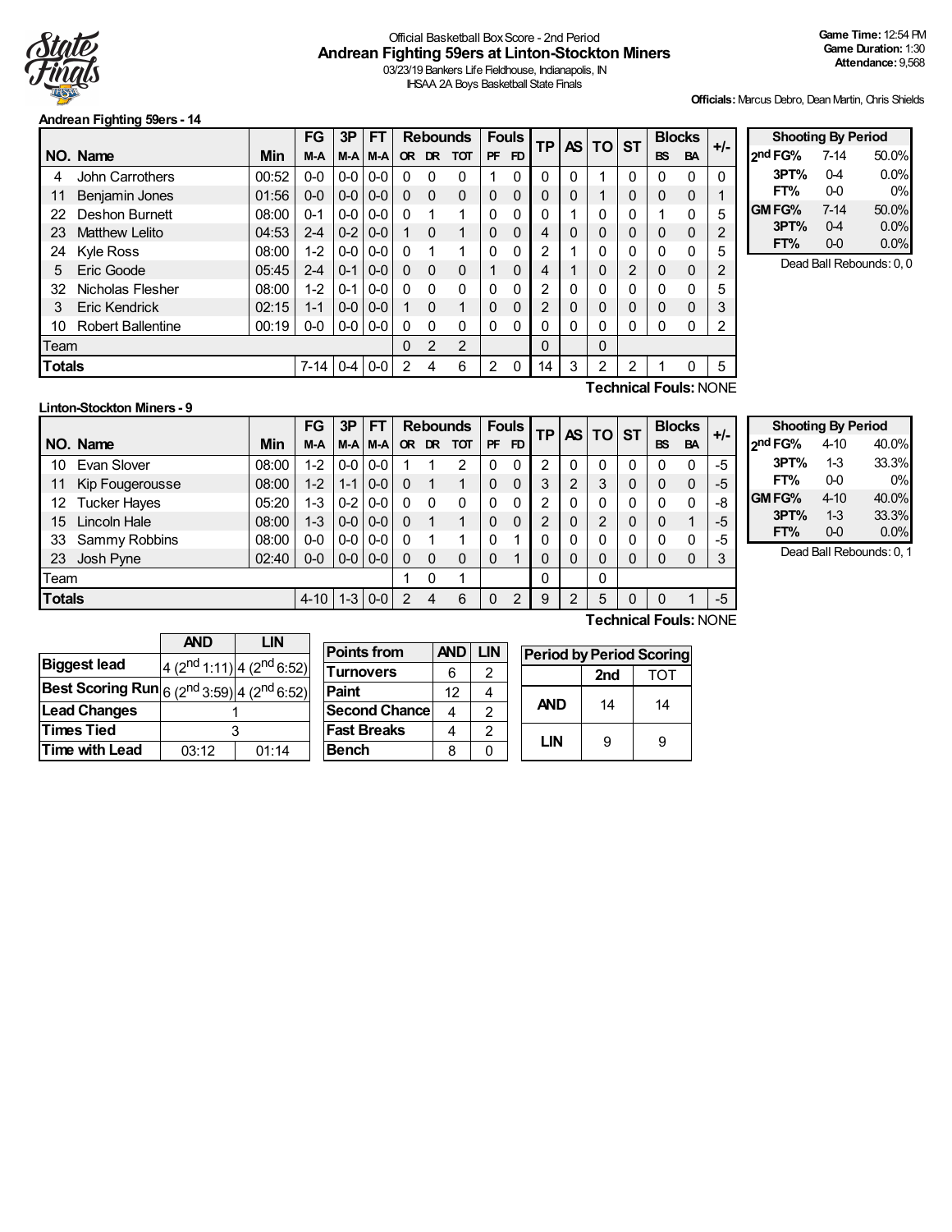Official Basketball Box Score - 2nd Period

# Andrean Fighting 59ers at Linton-Stockton Miners

03/23/19 Bankers Life Fieldhouse, Indianapolis, IN

IHSAA 2A Boys Basketball State Finals

**Game Time:** 12:54 PM
**Game Duration:** 1:30
**Attendance:** 9,568

**Officials:** Marcus Debro, Dean Martin, Chris Shields

## Andrean Fighting 59ers - 14

| NO. | Name | Min | FG M-A | 3P M-A | FT M-A | Rebounds OR | DR | TOT | Fouls PF | FD | TP | AS | TO | ST | Blocks BS | BA | +/- |
|---|---|---|---|---|---|---|---|---|---|---|---|---|---|---|---|---|---|
| 4 | John Carrothers | 00:52 | 0-0 | 0-0 | 0-0 | 0 | 0 | 0 | 1 | 0 | 0 | 0 | 1 | 0 | 0 | 0 | 0 |
| 11 | Benjamin Jones | 01:56 | 0-0 | 0-0 | 0-0 | 0 | 0 | 0 | 0 | 0 | 0 | 0 | 1 | 0 | 0 | 0 | 1 |
| 22 | Deshon Burnett | 08:00 | 0-1 | 0-0 | 0-0 | 0 | 1 | 1 | 0 | 0 | 0 | 1 | 0 | 0 | 1 | 0 | 5 |
| 23 | Matthew Lelito | 04:53 | 2-4 | 0-2 | 0-0 | 1 | 0 | 1 | 0 | 0 | 4 | 0 | 0 | 0 | 0 | 0 | 2 |
| 24 | Kyle Ross | 08:00 | 1-2 | 0-0 | 0-0 | 0 | 1 | 1 | 0 | 0 | 2 | 1 | 0 | 0 | 0 | 0 | 5 |
| 5 | Eric Goode | 05:45 | 2-4 | 0-1 | 0-0 | 0 | 0 | 0 | 1 | 0 | 4 | 1 | 0 | 2 | 0 | 0 | 2 |
| 32 | Nicholas Flesher | 08:00 | 1-2 | 0-1 | 0-0 | 0 | 0 | 0 | 0 | 0 | 2 | 0 | 0 | 0 | 0 | 0 | 5 |
| 3 | Eric Kendrick | 02:15 | 1-1 | 0-0 | 0-0 | 1 | 0 | 1 | 0 | 0 | 2 | 0 | 0 | 0 | 0 | 0 | 3 |
| 10 | Robert Ballentine | 00:19 | 0-0 | 0-0 | 0-0 | 0 | 0 | 0 | 0 | 0 | 0 | 0 | 0 | 0 | 0 | 0 | 2 |
| Team | | | | | | 0 | 2 | 2 | | | 0 | | 0 | | | | |
| **Totals** | | | 7-14 | 0-4 | 0-0 | 2 | 4 | 6 | 2 | 0 | 14 | 3 | 2 | 2 | 1 | 0 | 5 |

**Technical Fouls:** NONE

| Shooting By Period | | |
|---|---|---|
| 2nd FG% | 7-14 | 50.0% |
| 3PT% | 0-4 | 0.0% |
| FT% | 0-0 | 0% |
| GM FG% | 7-14 | 50.0% |
| 3PT% | 0-4 | 0.0% |
| FT% | 0-0 | 0.0% |

Dead Ball Rebounds: 0, 0

## Linton-Stockton Miners - 9

| NO. | Name | Min | FG M-A | 3P M-A | FT M-A | Rebounds OR | DR | TOT | Fouls PF | FD | TP | AS | TO | ST | Blocks BS | BA | +/- |
|---|---|---|---|---|---|---|---|---|---|---|---|---|---|---|---|---|---|
| 10 | Evan Slover | 08:00 | 1-2 | 0-0 | 0-0 | 1 | 1 | 2 | 0 | 0 | 2 | 0 | 0 | 0 | 0 | 0 | -5 |
| 11 | Kip Fougerousse | 08:00 | 1-2 | 1-1 | 0-0 | 0 | 1 | 1 | 0 | 0 | 3 | 2 | 3 | 0 | 0 | 0 | -5 |
| 12 | Tucker Hayes | 05:20 | 1-3 | 0-2 | 0-0 | 0 | 0 | 0 | 0 | 0 | 2 | 0 | 0 | 0 | 0 | 0 | -8 |
| 15 | Lincoln Hale | 08:00 | 1-3 | 0-0 | 0-0 | 0 | 1 | 1 | 0 | 0 | 2 | 0 | 2 | 0 | 0 | 1 | -5 |
| 33 | Sammy Robbins | 08:00 | 0-0 | 0-0 | 0-0 | 0 | 1 | 1 | 0 | 1 | 0 | 0 | 0 | 0 | 0 | 0 | -5 |
| 23 | Josh Pyne | 02:40 | 0-0 | 0-0 | 0-0 | 0 | 0 | 0 | 0 | 1 | 0 | 0 | 0 | 0 | 0 | 0 | 3 |
| Team | | | | | | 1 | 0 | 1 | | | 0 | | 0 | | | | |
| **Totals** | | | 4-10 | 1-3 | 0-0 | 2 | 4 | 6 | 0 | 2 | 9 | 2 | 5 | 0 | 0 | 1 | -5 |

**Technical Fouls:** NONE

| Shooting By Period | | |
|---|---|---|
| 2nd FG% | 4-10 | 40.0% |
| 3PT% | 1-3 | 33.3% |
| FT% | 0-0 | 0% |
| GM FG% | 4-10 | 40.0% |
| 3PT% | 1-3 | 33.3% |
| FT% | 0-0 | 0.0% |

Dead Ball Rebounds: 0, 1

| | AND | LIN |
|---|---|---|
| **Biggest lead** | 4 (2nd 1:11) | 4 (2nd 6:52) |
| **Best Scoring Run** | 6 (2nd 3:59) | 4 (2nd 6:52) |
| **Lead Changes** | 1 | |
| **Times Tied** | 3 | |
| **Time with Lead** | 03:12 | 01:14 |

| Points from | AND | LIN |
|---|---|---|
| Turnovers | 6 | 2 |
| Paint | 12 | 4 |
| Second Chance | 4 | 2 |
| Fast Breaks | 4 | 2 |
| Bench | 8 | 0 |

| Period by Period Scoring | 2nd | TOT |
|---|---|---|
| AND | 14 | 14 |
| LIN | 9 | 9 |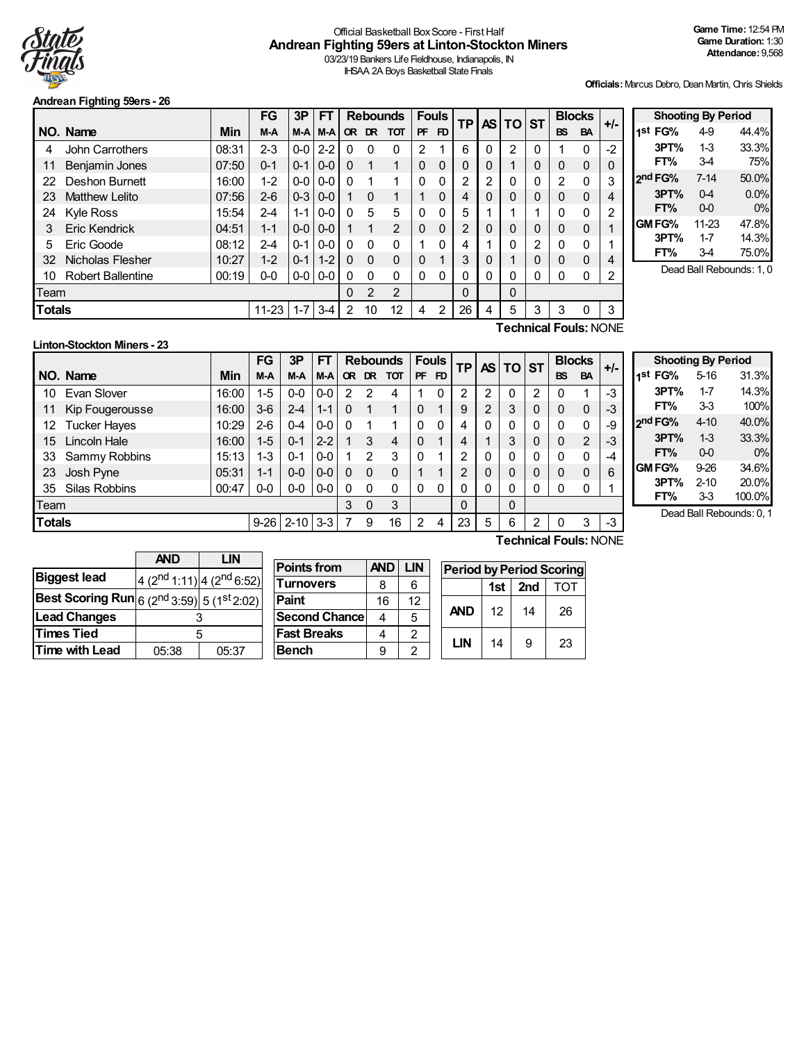Official Basketball Box Score - First Half

# Andrean Fighting 59ers at Linton-Stockton Miners

03/23/19 Bankers Life Fieldhouse, Indianapolis, IN

IHSAA 2A Boys Basketball State Finals

**Game Time:** 12:54 PM
**Game Duration:** 1:30
**Attendance:** 9,568

**Officials:** Marcus Debro, Dean Martin, Chris Shields

## Andrean Fighting 59ers - 26

| NO. | Name | Min | FG M-A | 3P M-A | FT M-A | OR | DR | TOT | PF | FD | TP | AS | TO | ST | BS | BA | +/- |
|---|---|---|---|---|---|---|---|---|---|---|---|---|---|---|---|---|---|
| 4 | John Carrothers | 08:31 | 2-3 | 0-0 | 2-2 | 0 | 0 | 0 | 2 | 1 | 6 | 0 | 2 | 0 | 1 | 0 | -2 |
| 11 | Benjamin Jones | 07:50 | 0-1 | 0-1 | 0-0 | 0 | 1 | 1 | 0 | 0 | 0 | 0 | 1 | 0 | 0 | 0 | 0 |
| 22 | Deshon Burnett | 16:00 | 1-2 | 0-0 | 0-0 | 0 | 1 | 1 | 0 | 0 | 2 | 2 | 0 | 0 | 2 | 0 | 3 |
| 23 | Matthew Lelito | 07:56 | 2-6 | 0-3 | 0-0 | 1 | 0 | 1 | 1 | 0 | 4 | 0 | 0 | 0 | 0 | 0 | 4 |
| 24 | Kyle Ross | 15:54 | 2-4 | 1-1 | 0-0 | 0 | 5 | 5 | 0 | 0 | 5 | 1 | 1 | 1 | 0 | 0 | 2 |
| 3 | Eric Kendrick | 04:51 | 1-1 | 0-0 | 0-0 | 1 | 1 | 2 | 0 | 0 | 2 | 0 | 0 | 0 | 0 | 0 | 1 |
| 5 | Eric Goode | 08:12 | 2-4 | 0-1 | 0-0 | 0 | 0 | 0 | 1 | 0 | 4 | 1 | 0 | 2 | 0 | 0 | 1 |
| 32 | Nicholas Flesher | 10:27 | 1-2 | 0-1 | 1-2 | 0 | 0 | 0 | 0 | 1 | 3 | 0 | 1 | 0 | 0 | 0 | 4 |
| 10 | Robert Ballentine | 00:19 | 0-0 | 0-0 | 0-0 | 0 | 0 | 0 | 0 | 0 | 0 | 0 | 0 | 0 | 0 | 0 | 2 |
| Team | | | | | | 0 | 2 | 2 | | | 0 | | 0 | | | | |
| Totals | | | 11-23 | 1-7 | 3-4 | 2 | 10 | 12 | 4 | 2 | 26 | 4 | 5 | 3 | 3 | 0 | 3 |

**Technical Fouls:** NONE

| Shooting By Period | | |
|---|---|---|
| 1st FG% | 4-9 | 44.4% |
| 3PT% | 1-3 | 33.3% |
| FT% | 3-4 | 75% |
| 2nd FG% | 7-14 | 50.0% |
| 3PT% | 0-4 | 0.0% |
| FT% | 0-0 | 0% |
| GM FG% | 11-23 | 47.8% |
| 3PT% | 1-7 | 14.3% |
| FT% | 3-4 | 75.0% |

Dead Ball Rebounds: 1, 0

## Linton-Stockton Miners - 23

| NO. | Name | Min | FG M-A | 3P M-A | FT M-A | OR | DR | TOT | PF | FD | TP | AS | TO | ST | BS | BA | +/- |
|---|---|---|---|---|---|---|---|---|---|---|---|---|---|---|---|---|---|
| 10 | Evan Slover | 16:00 | 1-5 | 0-0 | 0-0 | 2 | 2 | 4 | 1 | 0 | 2 | 2 | 0 | 2 | 0 | 1 | -3 |
| 11 | Kip Fougerousse | 16:00 | 3-6 | 2-4 | 1-1 | 0 | 1 | 1 | 0 | 1 | 9 | 2 | 3 | 0 | 0 | 0 | -3 |
| 12 | Tucker Hayes | 10:29 | 2-6 | 0-4 | 0-0 | 0 | 1 | 1 | 0 | 0 | 4 | 0 | 0 | 0 | 0 | 0 | -9 |
| 15 | Lincoln Hale | 16:00 | 1-5 | 0-1 | 2-2 | 1 | 3 | 4 | 0 | 1 | 4 | 1 | 3 | 0 | 0 | 2 | -3 |
| 33 | Sammy Robbins | 15:13 | 1-3 | 0-1 | 0-0 | 1 | 2 | 3 | 0 | 1 | 2 | 0 | 0 | 0 | 0 | 0 | -4 |
| 23 | Josh Pyne | 05:31 | 1-1 | 0-0 | 0-0 | 0 | 0 | 0 | 1 | 1 | 2 | 0 | 0 | 0 | 0 | 0 | 6 |
| 35 | Silas Robbins | 00:47 | 0-0 | 0-0 | 0-0 | 0 | 0 | 0 | 0 | 0 | 0 | 0 | 0 | 0 | 0 | 0 | 1 |
| Team | | | | | | 3 | 0 | 3 | | | 0 | | 0 | | | | |
| Totals | | | 9-26 | 2-10 | 3-3 | 7 | 9 | 16 | 2 | 4 | 23 | 5 | 6 | 2 | 0 | 3 | -3 |

**Technical Fouls:** NONE

| Shooting By Period | | |
|---|---|---|
| 1st FG% | 5-16 | 31.3% |
| 3PT% | 1-7 | 14.3% |
| FT% | 3-3 | 100% |
| 2nd FG% | 4-10 | 40.0% |
| 3PT% | 1-3 | 33.3% |
| FT% | 0-0 | 0% |
| GM FG% | 9-26 | 34.6% |
| 3PT% | 2-10 | 20.0% |
| FT% | 3-3 | 100.0% |

Dead Ball Rebounds: 0, 1

| | AND | LIN |
|---|---|---|
| Biggest lead | 4 (2nd 1:11) | 4 (2nd 6:52) |
| Best Scoring Run | 6 (2nd 3:59) | 5 (1st 2:02) |
| Lead Changes | 3 | |
| Times Tied | 5 | |
| Time with Lead | 05:38 | 05:37 |

| Points from | AND | LIN |
|---|---|---|
| Turnovers | 8 | 6 |
| Paint | 16 | 12 |
| Second Chance | 4 | 5 |
| Fast Breaks | 4 | 2 |
| Bench | 9 | 2 |

| Period by Period Scoring | | | |
|---|---|---|---|
| | 1st | 2nd | TOT |
| AND | 12 | 14 | 26 |
| LIN | 14 | 9 | 23 |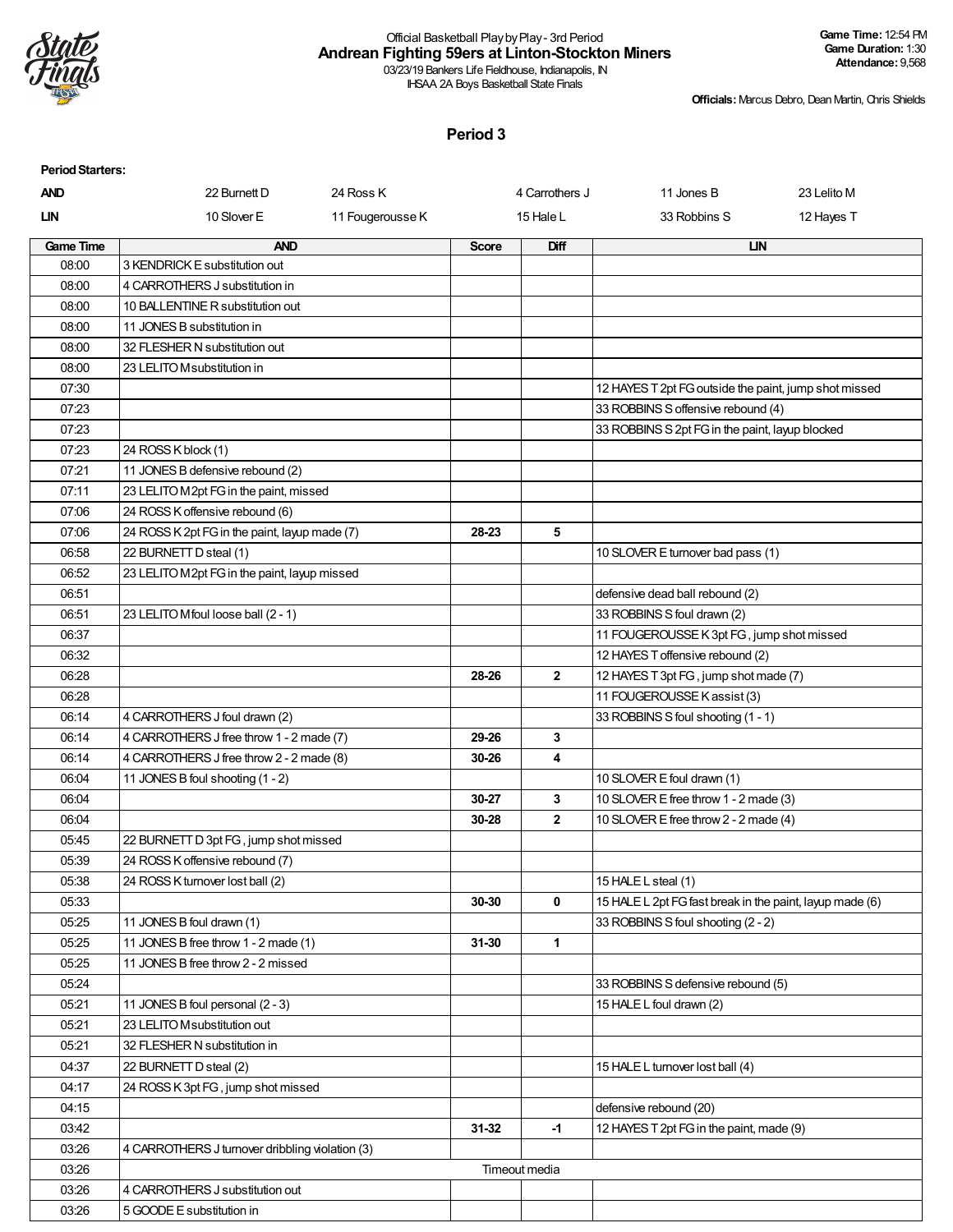Official Basketball Play by Play - 3rd Period

**Andrean Fighting 59ers at Linton-Stockton Miners**

03/23/19 Bankers Life Fieldhouse, Indianapolis, IN

IHSAA 2A Boys Basketball State Finals

**Game Time:** 12:54 PM
**Game Duration:** 1:30
**Attendance:** 9,568

**Officials:** Marcus Debro, Dean Martin, Chris Shields

## Period 3

**Period Starters:**

| | | | | | |
|---|---|---|---|---|---|
| **AND** | 22 Burnett D | 24 Ross K | 4 Carrothers J | 11 Jones B | 23 Lelito M |
| **LIN** | 10 Slover E | 11 Fougerousse K | 15 Hale L | 33 Robbins S | 12 Hayes T |

| Game Time | AND | Score | Diff | LIN |
|---|---|---|---|---|
| 08:00 | 3 KENDRICK E substitution out | | | |
| 08:00 | 4 CARROTHERS J substitution in | | | |
| 08:00 | 10 BALLENTINE R substitution out | | | |
| 08:00 | 11 JONES B substitution in | | | |
| 08:00 | 32 FLESHER N substitution out | | | |
| 08:00 | 23 LELITO M substitution in | | | |
| 07:30 | | | | 12 HAYES T 2pt FG outside the paint, jump shot missed |
| 07:23 | | | | 33 ROBBINS S offensive rebound (4) |
| 07:23 | | | | 33 ROBBINS S 2pt FG in the paint, layup blocked |
| 07:23 | 24 ROSS K block (1) | | | |
| 07:21 | 11 JONES B defensive rebound (2) | | | |
| 07:11 | 23 LELITO M 2pt FG in the paint, missed | | | |
| 07:06 | 24 ROSS K offensive rebound (6) | | | |
| 07:06 | 24 ROSS K 2pt FG in the paint, layup made (7) | 28-23 | 5 | |
| 06:58 | 22 BURNETT D steal (1) | | | 10 SLOVER E turnover bad pass (1) |
| 06:52 | 23 LELITO M 2pt FG in the paint, layup missed | | | |
| 06:51 | | | | defensive dead ball rebound (2) |
| 06:51 | 23 LELITO M foul loose ball (2 - 1) | | | 33 ROBBINS S foul drawn (2) |
| 06:37 | | | | 11 FOUGEROUSSE K 3pt FG , jump shot missed |
| 06:32 | | | | 12 HAYES T offensive rebound (2) |
| 06:28 | | 28-26 | 2 | 12 HAYES T 3pt FG , jump shot made (7) |
| 06:28 | | | | 11 FOUGEROUSSE K assist (3) |
| 06:14 | 4 CARROTHERS J foul drawn (2) | | | 33 ROBBINS S foul shooting (1 - 1) |
| 06:14 | 4 CARROTHERS J free throw 1 - 2 made (7) | 29-26 | 3 | |
| 06:14 | 4 CARROTHERS J free throw 2 - 2 made (8) | 30-26 | 4 | |
| 06:04 | 11 JONES B foul shooting (1 - 2) | | | 10 SLOVER E foul drawn (1) |
| 06:04 | | 30-27 | 3 | 10 SLOVER E free throw 1 - 2 made (3) |
| 06:04 | | 30-28 | 2 | 10 SLOVER E free throw 2 - 2 made (4) |
| 05:45 | 22 BURNETT D 3pt FG , jump shot missed | | | |
| 05:39 | 24 ROSS K offensive rebound (7) | | | |
| 05:38 | 24 ROSS K turnover lost ball (2) | | | 15 HALE L steal (1) |
| 05:33 | | 30-30 | 0 | 15 HALE L 2pt FG fast break in the paint, layup made (6) |
| 05:25 | 11 JONES B foul drawn (1) | | | 33 ROBBINS S foul shooting (2 - 2) |
| 05:25 | 11 JONES B free throw 1 - 2 made (1) | 31-30 | 1 | |
| 05:25 | 11 JONES B free throw 2 - 2 missed | | | |
| 05:24 | | | | 33 ROBBINS S defensive rebound (5) |
| 05:21 | 11 JONES B foul personal (2 - 3) | | | 15 HALE L foul drawn (2) |
| 05:21 | 23 LELITO M substitution out | | | |
| 05:21 | 32 FLESHER N substitution in | | | |
| 04:37 | 22 BURNETT D steal (2) | | | 15 HALE L turnover lost ball (4) |
| 04:17 | 24 ROSS K 3pt FG , jump shot missed | | | |
| 04:15 | | | | defensive rebound (20) |
| 03:42 | | 31-32 | -1 | 12 HAYES T 2pt FG in the paint, made (9) |
| 03:26 | 4 CARROTHERS J turnover dribbling violation (3) | | | |
| 03:26 | Timeout media | | | |
| 03:26 | 4 CARROTHERS J substitution out | | | |
| 03:26 | 5 GOODE E substitution in | | | |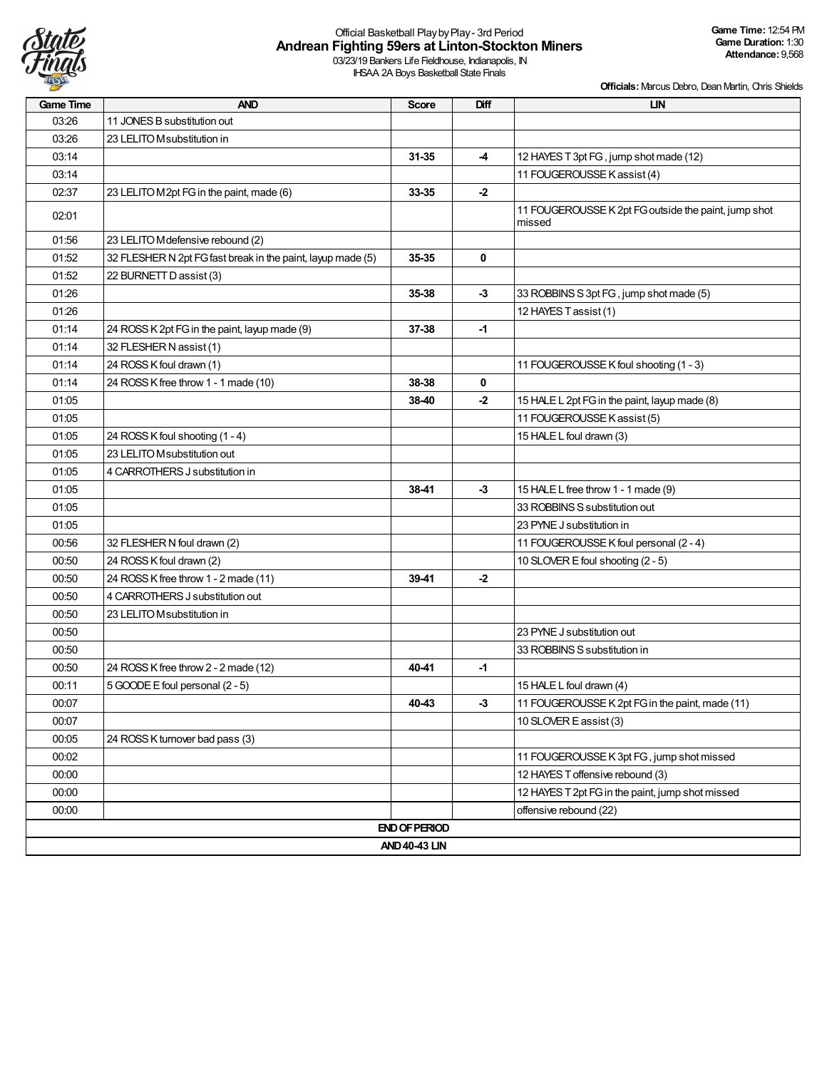Official Basketball Play by Play - 3rd Period

**Andrean Fighting 59ers at Linton-Stockton Miners**

03/23/19 Bankers Life Fieldhouse, Indianapolis, IN

IHSAA 2A Boys Basketball State Finals

**Game Time:** 12:54 PM
**Game Duration:** 1:30
**Attendance:** 9,568

**Officials:** Marcus Debro, Dean Martin, Chris Shields

| Game Time | AND | Score | Diff | LIN |
|---|---|---|---|---|
| 03:26 | 11 JONES B substitution out | | | |
| 03:26 | 23 LELITO M substitution in | | | |
| 03:14 | | 31-35 | -4 | 12 HAYES T 3pt FG , jump shot made (12) |
| 03:14 | | | | 11 FOUGEROUSSE K assist (4) |
| 02:37 | 23 LELITO M 2pt FG in the paint, made (6) | 33-35 | -2 | |
| 02:01 | | | | 11 FOUGEROUSSE K 2pt FG outside the paint, jump shot missed |
| 01:56 | 23 LELITO M defensive rebound (2) | | | |
| 01:52 | 32 FLESHER N 2pt FG fast break in the paint, layup made (5) | 35-35 | 0 | |
| 01:52 | 22 BURNETT D assist (3) | | | |
| 01:26 | | 35-38 | -3 | 33 ROBBINS S 3pt FG , jump shot made (5) |
| 01:26 | | | | 12 HAYES T assist (1) |
| 01:14 | 24 ROSS K 2pt FG in the paint, layup made (9) | 37-38 | -1 | |
| 01:14 | 32 FLESHER N assist (1) | | | |
| 01:14 | 24 ROSS K foul drawn (1) | | | 11 FOUGEROUSSE K foul shooting (1 - 3) |
| 01:14 | 24 ROSS K free throw 1 - 1 made (10) | 38-38 | 0 | |
| 01:05 | | 38-40 | -2 | 15 HALE L 2pt FG in the paint, layup made (8) |
| 01:05 | | | | 11 FOUGEROUSSE K assist (5) |
| 01:05 | 24 ROSS K foul shooting (1 - 4) | | | 15 HALE L foul drawn (3) |
| 01:05 | 23 LELITO M substitution out | | | |
| 01:05 | 4 CARROTHERS J substitution in | | | |
| 01:05 | | 38-41 | -3 | 15 HALE L free throw 1 - 1 made (9) |
| 01:05 | | | | 33 ROBBINS S substitution out |
| 01:05 | | | | 23 PYNE J substitution in |
| 00:56 | 32 FLESHER N foul drawn (2) | | | 11 FOUGEROUSSE K foul personal (2 - 4) |
| 00:50 | 24 ROSS K foul drawn (2) | | | 10 SLOVER E foul shooting (2 - 5) |
| 00:50 | 24 ROSS K free throw 1 - 2 made (11) | 39-41 | -2 | |
| 00:50 | 4 CARROTHERS J substitution out | | | |
| 00:50 | 23 LELITO M substitution in | | | |
| 00:50 | | | | 23 PYNE J substitution out |
| 00:50 | | | | 33 ROBBINS S substitution in |
| 00:50 | 24 ROSS K free throw 2 - 2 made (12) | 40-41 | -1 | |
| 00:11 | 5 GOODE E foul personal (2 - 5) | | | 15 HALE L foul drawn (4) |
| 00:07 | | 40-43 | -3 | 11 FOUGEROUSSE K 2pt FG in the paint, made (11) |
| 00:07 | | | | 10 SLOVER E assist (3) |
| 00:05 | 24 ROSS K turnover bad pass (3) | | | |
| 00:02 | | | | 11 FOUGEROUSSE K 3pt FG , jump shot missed |
| 00:00 | | | | 12 HAYES T offensive rebound (3) |
| 00:00 | | | | 12 HAYES T 2pt FG in the paint, jump shot missed |
| 00:00 | | | | offensive rebound (22) |
| | | **END OF PERIOD** | | |
| | | **AND 40-43 LIN** | | |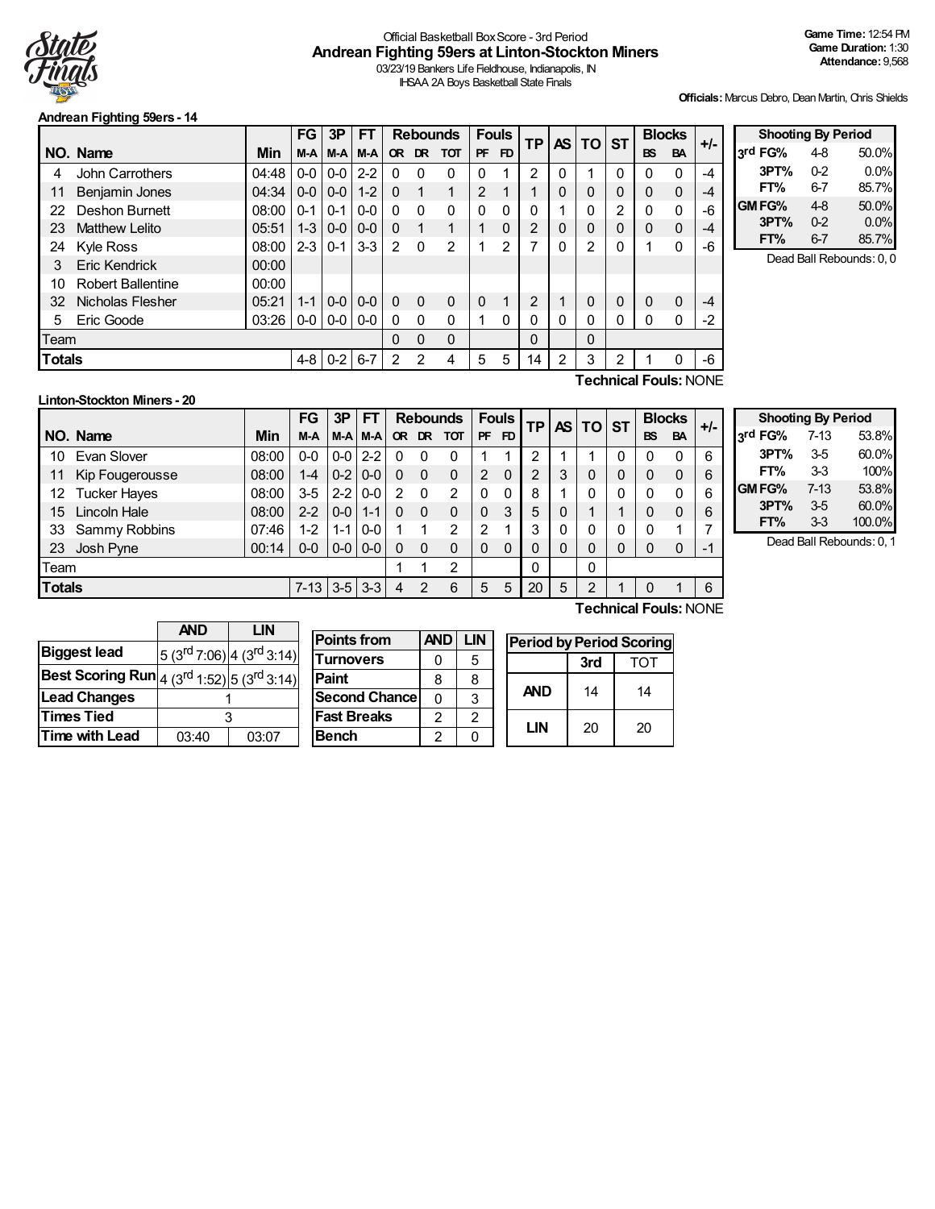Official Basketball Box Score - 3rd Period
## Andrean Fighting 59ers at Linton-Stockton Miners
03/23/19 Bankers Life Fieldhouse, Indianapolis, IN
IHSAA 2A Boys Basketball State Finals

**Game Time:** 12:54 PM
**Game Duration:** 1:30
**Attendance:** 9,568

**Officials:** Marcus Debro, Dean Martin, Chris Shields

### Andrean Fighting 59ers - 14

| NO. | Name | Min | FG M-A | 3P M-A | FT M-A | OR | DR | TOT | PF | FD | TP | AS | TO | ST | BS | BA | +/- |
|---|---|---|---|---|---|---|---|---|---|---|---|---|---|---|---|---|---|
| 4 | John Carrothers | 04:48 | 0-0 | 0-0 | 2-2 | 0 | 0 | 0 | 0 | 1 | 2 | 0 | 1 | 0 | 0 | 0 | -4 |
| 11 | Benjamin Jones | 04:34 | 0-0 | 0-0 | 1-2 | 0 | 1 | 1 | 2 | 1 | 1 | 0 | 0 | 0 | 0 | 0 | -4 |
| 22 | Deshon Burnett | 08:00 | 0-1 | 0-1 | 0-0 | 0 | 0 | 0 | 0 | 0 | 0 | 1 | 0 | 2 | 0 | 0 | -6 |
| 23 | Matthew Lelito | 05:51 | 1-3 | 0-0 | 0-0 | 0 | 1 | 1 | 1 | 0 | 2 | 0 | 0 | 0 | 0 | 0 | -4 |
| 24 | Kyle Ross | 08:00 | 2-3 | 0-1 | 3-3 | 2 | 0 | 2 | 1 | 2 | 7 | 0 | 2 | 0 | 1 | 0 | -6 |
| 3 | Eric Kendrick | 00:00 | | | | | | | | | | | | | | | |
| 10 | Robert Ballentine | 00:00 | | | | | | | | | | | | | | | |
| 32 | Nicholas Flesher | 05:21 | 1-1 | 0-0 | 0-0 | 0 | 0 | 0 | 0 | 1 | 2 | 1 | 0 | 0 | 0 | 0 | -4 |
| 5 | Eric Goode | 03:26 | 0-0 | 0-0 | 0-0 | 0 | 0 | 0 | 1 | 0 | 0 | 0 | 0 | 0 | 0 | 0 | -2 |
| Team | | | | | | 0 | 0 | 0 | | | 0 | | 0 | | | | |
| **Totals** | | | 4-8 | 0-2 | 6-7 | 2 | 2 | 4 | 5 | 5 | 14 | 2 | 3 | 2 | 1 | 0 | -6 |

**Technical Fouls:** NONE

| Shooting By Period | | |
|---|---|---|
| 3rd FG% | 4-8 | 50.0% |
| 3PT% | 0-2 | 0.0% |
| FT% | 6-7 | 85.7% |
| GM FG% | 4-8 | 50.0% |
| 3PT% | 0-2 | 0.0% |
| FT% | 6-7 | 85.7% |

Dead Ball Rebounds: 0, 0

### Linton-Stockton Miners - 20

| NO. | Name | Min | FG M-A | 3P M-A | FT M-A | OR | DR | TOT | PF | FD | TP | AS | TO | ST | BS | BA | +/- |
|---|---|---|---|---|---|---|---|---|---|---|---|---|---|---|---|---|---|
| 10 | Evan Slover | 08:00 | 0-0 | 0-0 | 2-2 | 0 | 0 | 0 | 1 | 1 | 2 | 1 | 1 | 0 | 0 | 0 | 6 |
| 11 | Kip Fougerousse | 08:00 | 1-4 | 0-2 | 0-0 | 0 | 0 | 0 | 2 | 0 | 2 | 3 | 0 | 0 | 0 | 0 | 6 |
| 12 | Tucker Hayes | 08:00 | 3-5 | 2-2 | 0-0 | 2 | 0 | 2 | 0 | 0 | 8 | 1 | 0 | 0 | 0 | 0 | 6 |
| 15 | Lincoln Hale | 08:00 | 2-2 | 0-0 | 1-1 | 0 | 0 | 0 | 0 | 3 | 5 | 0 | 1 | 1 | 0 | 0 | 6 |
| 33 | Sammy Robbins | 07:46 | 1-2 | 1-1 | 0-0 | 1 | 1 | 2 | 2 | 1 | 3 | 0 | 0 | 0 | 0 | 1 | 7 |
| 23 | Josh Pyne | 00:14 | 0-0 | 0-0 | 0-0 | 0 | 0 | 0 | 0 | 0 | 0 | 0 | 0 | 0 | 0 | 0 | -1 |
| Team | | | | | | 1 | 1 | 2 | | | 0 | | 0 | | | | |
| **Totals** | | | 7-13 | 3-5 | 3-3 | 4 | 2 | 6 | 5 | 5 | 20 | 5 | 2 | 1 | 0 | 1 | 6 |

**Technical Fouls:** NONE

| Shooting By Period | | |
|---|---|---|
| 3rd FG% | 7-13 | 53.8% |
| 3PT% | 3-5 | 60.0% |
| FT% | 3-3 | 100% |
| GM FG% | 7-13 | 53.8% |
| 3PT% | 3-5 | 60.0% |
| FT% | 3-3 | 100.0% |

Dead Ball Rebounds: 0, 1

| | AND | LIN |
|---|---|---|
| **Biggest lead** | 5 (3rd 7:06) | 4 (3rd 3:14) |
| **Best Scoring Run** | 4 (3rd 1:52) | 5 (3rd 3:14) |
| **Lead Changes** | 1 | |
| **Times Tied** | 3 | |
| **Time with Lead** | 03:40 | 03:07 |

| Points from | AND | LIN |
|---|---|---|
| Turnovers | 0 | 5 |
| Paint | 8 | 8 |
| Second Chance | 0 | 3 |
| Fast Breaks | 2 | 2 |
| Bench | 2 | 0 |

| Period by Period Scoring | 3rd | TOT |
|---|---|---|
| AND | 14 | 14 |
| LIN | 20 | 20 |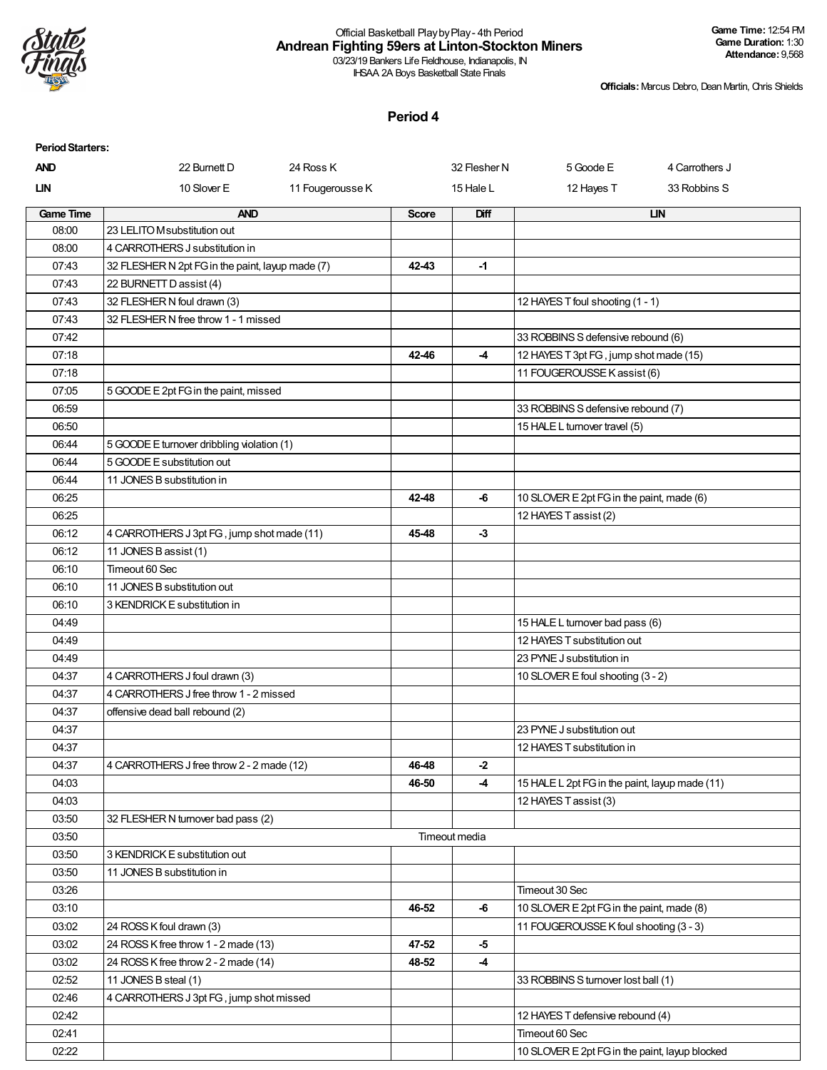Official Basketball Play by Play - 4th Period
**Andrean Fighting 59ers at Linton-Stockton Miners**
03/23/19 Bankers Life Fieldhouse, Indianapolis, IN
IHSAA 2A Boys Basketball State Finals

**Game Time:** 12:54 PM
**Game Duration:** 1:30
**Attendance:** 9,568

**Officials:** Marcus Debro, Dean Martin, Chris Shields

## Period 4

**Period Starters:**

| | | | | | |
|---|---|---|---|---|---|
| **AND** | 22 Burnett D | 24 Ross K | 32 Flesher N | 5 Goode E | 4 Carrothers J |
| **LIN** | 10 Slover E | 11 Fougerousse K | 15 Hale L | 12 Hayes T | 33 Robbins S |

| Game Time | AND | Score | Diff | LIN |
|---|---|---|---|---|
| 08:00 | 23 LELITO M substitution out | | | |
| 08:00 | 4 CARROTHERS J substitution in | | | |
| 07:43 | 32 FLESHER N 2pt FG in the paint, layup made (7) | **42-43** | **-1** | |
| 07:43 | 22 BURNETT D assist (4) | | | |
| 07:43 | 32 FLESHER N foul drawn (3) | | | 12 HAYES T foul shooting (1 - 1) |
| 07:43 | 32 FLESHER N free throw 1 - 1 missed | | | |
| 07:42 | | | | 33 ROBBINS S defensive rebound (6) |
| 07:18 | | **42-46** | **-4** | 12 HAYES T 3pt FG , jump shot made (15) |
| 07:18 | | | | 11 FOUGEROUSSE K assist (6) |
| 07:05 | 5 GOODE E 2pt FG in the paint, missed | | | |
| 06:59 | | | | 33 ROBBINS S defensive rebound (7) |
| 06:50 | | | | 15 HALE L turnover travel (5) |
| 06:44 | 5 GOODE E turnover dribbling violation (1) | | | |
| 06:44 | 5 GOODE E substitution out | | | |
| 06:44 | 11 JONES B substitution in | | | |
| 06:25 | | **42-48** | **-6** | 10 SLOVER E 2pt FG in the paint, made (6) |
| 06:25 | | | | 12 HAYES T assist (2) |
| 06:12 | 4 CARROTHERS J 3pt FG , jump shot made (11) | **45-48** | **-3** | |
| 06:12 | 11 JONES B assist (1) | | | |
| 06:10 | Timeout 60 Sec | | | |
| 06:10 | 11 JONES B substitution out | | | |
| 06:10 | 3 KENDRICK E substitution in | | | |
| 04:49 | | | | 15 HALE L turnover bad pass (6) |
| 04:49 | | | | 12 HAYES T substitution out |
| 04:49 | | | | 23 PYNE J substitution in |
| 04:37 | 4 CARROTHERS J foul drawn (3) | | | 10 SLOVER E foul shooting (3 - 2) |
| 04:37 | 4 CARROTHERS J free throw 1 - 2 missed | | | |
| 04:37 | offensive dead ball rebound (2) | | | |
| 04:37 | | | | 23 PYNE J substitution out |
| 04:37 | | | | 12 HAYES T substitution in |
| 04:37 | 4 CARROTHERS J free throw 2 - 2 made (12) | **46-48** | **-2** | |
| 04:03 | | **46-50** | **-4** | 15 HALE L 2pt FG in the paint, layup made (11) |
| 04:03 | | | | 12 HAYES T assist (3) |
| 03:50 | 32 FLESHER N turnover bad pass (2) | | | |
| 03:50 | | Timeout media | | |
| 03:50 | 3 KENDRICK E substitution out | | | |
| 03:50 | 11 JONES B substitution in | | | |
| 03:26 | | | | Timeout 30 Sec |
| 03:10 | | **46-52** | **-6** | 10 SLOVER E 2pt FG in the paint, made (8) |
| 03:02 | 24 ROSS K foul drawn (3) | | | 11 FOUGEROUSSE K foul shooting (3 - 3) |
| 03:02 | 24 ROSS K free throw 1 - 2 made (13) | **47-52** | **-5** | |
| 03:02 | 24 ROSS K free throw 2 - 2 made (14) | **48-52** | **-4** | |
| 02:52 | 11 JONES B steal (1) | | | 33 ROBBINS S turnover lost ball (1) |
| 02:46 | 4 CARROTHERS J 3pt FG , jump shot missed | | | |
| 02:42 | | | | 12 HAYES T defensive rebound (4) |
| 02:41 | | | | Timeout 60 Sec |
| 02:22 | | | | 10 SLOVER E 2pt FG in the paint, layup blocked |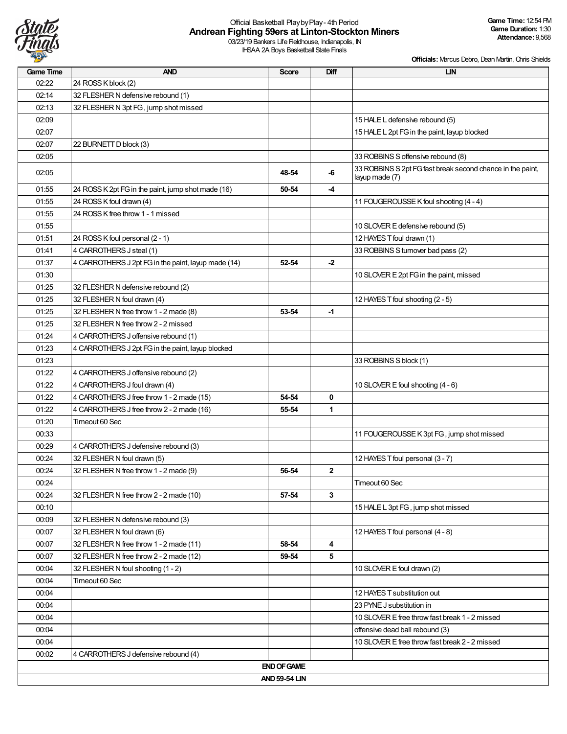Official Basketball Play by Play - 4th Period
**Andrean Fighting 59ers at Linton-Stockton Miners**
03/23/19 Bankers Life Fieldhouse, Indianapolis, IN
IHSAA 2A Boys Basketball State Finals

**Game Time:** 12:54 PM
**Game Duration:** 1:30
**Attendance:** 9,568

**Officials:** Marcus Debro, Dean Martin, Chris Shields

| Game Time | AND | Score | Diff | LIN |
|---|---|---|---|---|
| 02:22 | 24 ROSS K block (2) | | | |
| 02:14 | 32 FLESHER N defensive rebound (1) | | | |
| 02:13 | 32 FLESHER N 3pt FG , jump shot missed | | | |
| 02:09 | | | | 15 HALE L defensive rebound (5) |
| 02:07 | | | | 15 HALE L 2pt FG in the paint, layup blocked |
| 02:07 | 22 BURNETT D block (3) | | | |
| 02:05 | | | | 33 ROBBINS S offensive rebound (8) |
| 02:05 | | 48-54 | -6 | 33 ROBBINS S 2pt FG fast break second chance in the paint, layup made (7) |
| 01:55 | 24 ROSS K 2pt FG in the paint, jump shot made (16) | 50-54 | -4 | |
| 01:55 | 24 ROSS K foul drawn (4) | | | 11 FOUGEROUSSE K foul shooting (4 - 4) |
| 01:55 | 24 ROSS K free throw 1 - 1 missed | | | |
| 01:55 | | | | 10 SLOVER E defensive rebound (5) |
| 01:51 | 24 ROSS K foul personal (2 - 1) | | | 12 HAYES T foul drawn (1) |
| 01:41 | 4 CARROTHERS J steal (1) | | | 33 ROBBINS S turnover bad pass (2) |
| 01:37 | 4 CARROTHERS J 2pt FG in the paint, layup made (14) | 52-54 | -2 | |
| 01:30 | | | | 10 SLOVER E 2pt FG in the paint, missed |
| 01:25 | 32 FLESHER N defensive rebound (2) | | | |
| 01:25 | 32 FLESHER N foul drawn (4) | | | 12 HAYES T foul shooting (2 - 5) |
| 01:25 | 32 FLESHER N free throw 1 - 2 made (8) | 53-54 | -1 | |
| 01:25 | 32 FLESHER N free throw 2 - 2 missed | | | |
| 01:24 | 4 CARROTHERS J offensive rebound (1) | | | |
| 01:23 | 4 CARROTHERS J 2pt FG in the paint, layup blocked | | | |
| 01:23 | | | | 33 ROBBINS S block (1) |
| 01:22 | 4 CARROTHERS J offensive rebound (2) | | | |
| 01:22 | 4 CARROTHERS J foul drawn (4) | | | 10 SLOVER E foul shooting (4 - 6) |
| 01:22 | 4 CARROTHERS J free throw 1 - 2 made (15) | 54-54 | 0 | |
| 01:22 | 4 CARROTHERS J free throw 2 - 2 made (16) | 55-54 | 1 | |
| 01:20 | Timeout 60 Sec | | | |
| 00:33 | | | | 11 FOUGEROUSSE K 3pt FG , jump shot missed |
| 00:29 | 4 CARROTHERS J defensive rebound (3) | | | |
| 00:24 | 32 FLESHER N foul drawn (5) | | | 12 HAYES T foul personal (3 - 7) |
| 00:24 | 32 FLESHER N free throw 1 - 2 made (9) | 56-54 | 2 | |
| 00:24 | | | | Timeout 60 Sec |
| 00:24 | 32 FLESHER N free throw 2 - 2 made (10) | 57-54 | 3 | |
| 00:10 | | | | 15 HALE L 3pt FG , jump shot missed |
| 00:09 | 32 FLESHER N defensive rebound (3) | | | |
| 00:07 | 32 FLESHER N foul drawn (6) | | | 12 HAYES T foul personal (4 - 8) |
| 00:07 | 32 FLESHER N free throw 1 - 2 made (11) | 58-54 | 4 | |
| 00:07 | 32 FLESHER N free throw 2 - 2 made (12) | 59-54 | 5 | |
| 00:04 | 32 FLESHER N foul shooting (1 - 2) | | | 10 SLOVER E foul drawn (2) |
| 00:04 | Timeout 60 Sec | | | |
| 00:04 | | | | 12 HAYES T substitution out |
| 00:04 | | | | 23 PYNE J substitution in |
| 00:04 | | | | 10 SLOVER E free throw fast break 1 - 2 missed |
| 00:04 | | | | offensive dead ball rebound (3) |
| 00:04 | | | | 10 SLOVER E free throw fast break 2 - 2 missed |
| 00:02 | 4 CARROTHERS J defensive rebound (4) | | | |
| | | END OF GAME | | |
| | | AND 59-54 LIN | | |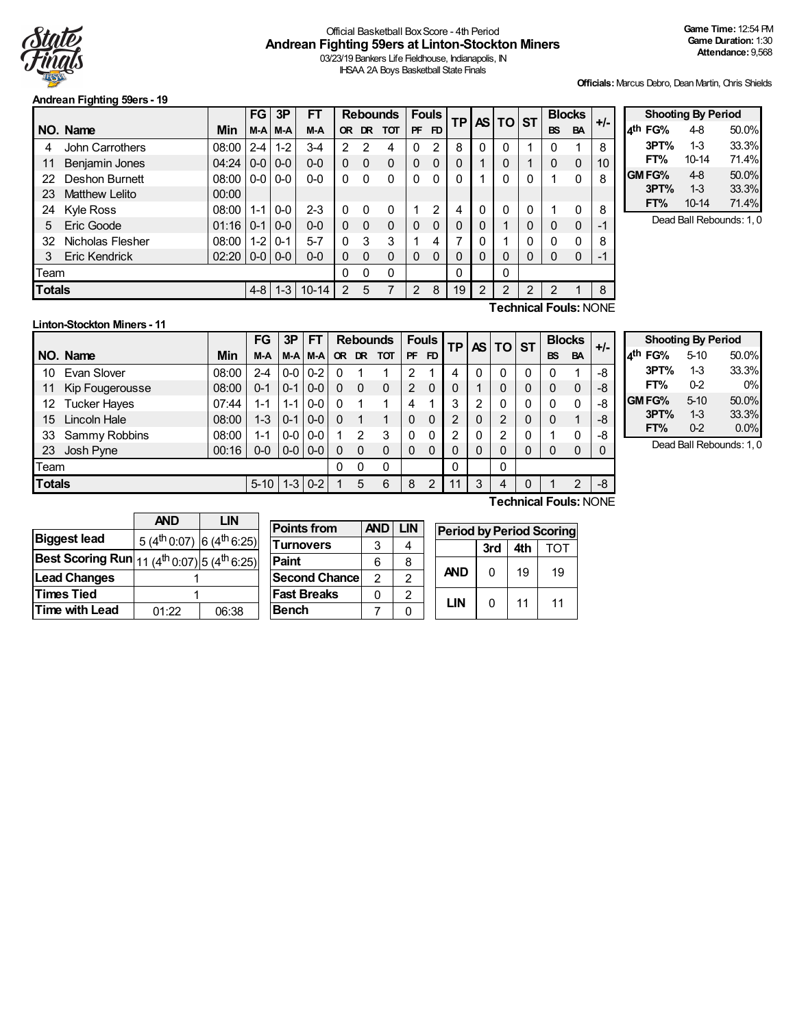Official Basketball Box Score - 4th Period

# Andrean Fighting 59ers at Linton-Stockton Miners

03/23/19 Bankers Life Fieldhouse, Indianapolis, IN

IHSAA 2A Boys Basketball State Finals

**Game Time:** 12:54 PM
**Game Duration:** 1:30
**Attendance:** 9,568

**Officials:** Marcus Debro, Dean Martin, Chris Shields

## Andrean Fighting 59ers - 19

| NO. | Name | Min | FG M-A | 3P M-A | FT M-A | OR | DR | TOT | PF | FD | TP | AS | TO | ST | BS | BA | +/- |
|---|---|---|---|---|---|---|---|---|---|---|---|---|---|---|---|---|---|
| 4 | John Carrothers | 08:00 | 2-4 | 1-2 | 3-4 | 2 | 2 | 4 | 0 | 2 | 8 | 0 | 0 | 1 | 0 | 1 | 8 |
| 11 | Benjamin Jones | 04:24 | 0-0 | 0-0 | 0-0 | 0 | 0 | 0 | 0 | 0 | 0 | 1 | 0 | 1 | 0 | 0 | 10 |
| 22 | Deshon Burnett | 08:00 | 0-0 | 0-0 | 0-0 | 0 | 0 | 0 | 0 | 0 | 0 | 1 | 0 | 0 | 1 | 0 | 8 |
| 23 | Matthew Lelito | 00:00 | | | | | | | | | | | | | | | |
| 24 | Kyle Ross | 08:00 | 1-1 | 0-0 | 2-3 | 0 | 0 | 0 | 1 | 2 | 4 | 0 | 0 | 0 | 1 | 0 | 8 |
| 5 | Eric Goode | 01:16 | 0-1 | 0-0 | 0-0 | 0 | 0 | 0 | 0 | 0 | 0 | 0 | 1 | 0 | 0 | 0 | -1 |
| 32 | Nicholas Flesher | 08:00 | 1-2 | 0-1 | 5-7 | 0 | 3 | 3 | 1 | 4 | 7 | 0 | 1 | 0 | 0 | 0 | 8 |
| 3 | Eric Kendrick | 02:20 | 0-0 | 0-0 | 0-0 | 0 | 0 | 0 | 0 | 0 | 0 | 0 | 0 | 0 | 0 | 0 | -1 |
| Team | | | | | | 0 | 0 | 0 | | | 0 | | 0 | | | | |
| **Totals** | | | 4-8 | 1-3 | 10-14 | 2 | 5 | 7 | 2 | 8 | 19 | 2 | 2 | 2 | 2 | 1 | 8 |

**Technical Fouls:** NONE

| Shooting By Period | | |
|---|---|---|
| 4th FG% | 4-8 | 50.0% |
| 3PT% | 1-3 | 33.3% |
| FT% | 10-14 | 71.4% |
| GM FG% | 4-8 | 50.0% |
| 3PT% | 1-3 | 33.3% |
| FT% | 10-14 | 71.4% |

Dead Ball Rebounds: 1, 0

## Linton-Stockton Miners - 11

| NO. | Name | Min | FG M-A | 3P M-A | FT M-A | OR | DR | TOT | PF | FD | TP | AS | TO | ST | BS | BA | +/- |
|---|---|---|---|---|---|---|---|---|---|---|---|---|---|---|---|---|---|
| 10 | Evan Slover | 08:00 | 2-4 | 0-0 | 0-2 | 0 | 1 | 1 | 2 | 1 | 4 | 0 | 0 | 0 | 0 | 1 | -8 |
| 11 | Kip Fougerousse | 08:00 | 0-1 | 0-1 | 0-0 | 0 | 0 | 0 | 2 | 0 | 0 | 1 | 0 | 0 | 0 | 0 | -8 |
| 12 | Tucker Hayes | 07:44 | 1-1 | 1-1 | 0-0 | 0 | 1 | 1 | 4 | 1 | 3 | 2 | 0 | 0 | 0 | 0 | -8 |
| 15 | Lincoln Hale | 08:00 | 1-3 | 0-1 | 0-0 | 0 | 1 | 1 | 0 | 0 | 2 | 0 | 2 | 0 | 0 | 1 | -8 |
| 33 | Sammy Robbins | 08:00 | 1-1 | 0-0 | 0-0 | 1 | 2 | 3 | 0 | 0 | 2 | 0 | 2 | 0 | 1 | 0 | -8 |
| 23 | Josh Pyne | 00:16 | 0-0 | 0-0 | 0-0 | 0 | 0 | 0 | 0 | 0 | 0 | 0 | 0 | 0 | 0 | 0 | 0 |
| Team | | | | | | 0 | 0 | 0 | | | 0 | | 0 | | | | |
| **Totals** | | | 5-10 | 1-3 | 0-2 | 1 | 5 | 6 | 8 | 2 | 11 | 3 | 4 | 0 | 1 | 2 | -8 |

**Technical Fouls:** NONE

| Shooting By Period | | |
|---|---|---|
| 4th FG% | 5-10 | 50.0% |
| 3PT% | 1-3 | 33.3% |
| FT% | 0-2 | 0% |
| GM FG% | 5-10 | 50.0% |
| 3PT% | 1-3 | 33.3% |
| FT% | 0-2 | 0.0% |

Dead Ball Rebounds: 1, 0

| | AND | LIN |
|---|---|---|
| **Biggest lead** | 5 (4th 0:07) | 6 (4th 6:25) |
| **Best Scoring Run** | 11 (4th 0:07) | 5 (4th 6:25) |
| **Lead Changes** | 1 | |
| **Times Tied** | 1 | |
| **Time with Lead** | 01:22 | 06:38 |

| Points from | AND | LIN |
|---|---|---|
| **Turnovers** | 3 | 4 |
| **Paint** | 6 | 8 |
| **Second Chance** | 2 | 2 |
| **Fast Breaks** | 0 | 2 |
| **Bench** | 7 | 0 |

| Period by Period Scoring | 3rd | 4th | TOT |
|---|---|---|---|
| **AND** | 0 | 19 | 19 |
| **LIN** | 0 | 11 | 11 |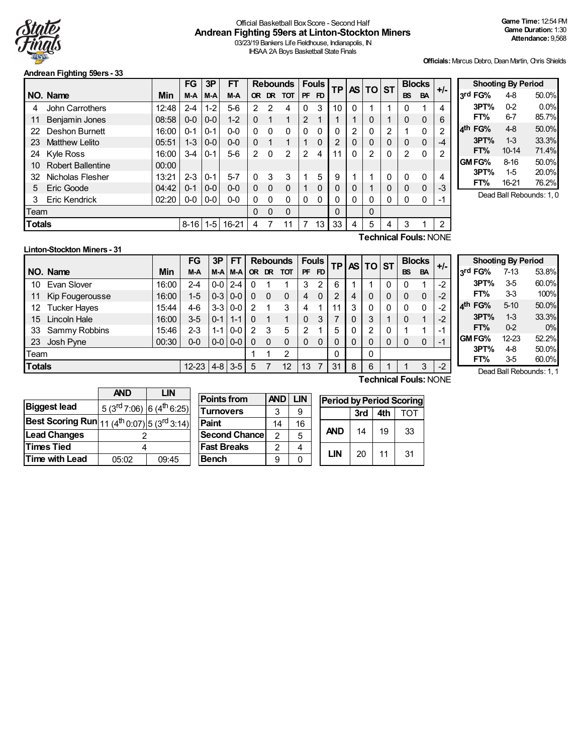Official Basketball Box Score - Second Half
# Andrean Fighting 59ers at Linton-Stockton Miners
03/23/19 Bankers Life Fieldhouse, Indianapolis, IN
IHSAA 2A Boys Basketball State Finals

**Game Time:** 12:54 PM
**Game Duration:** 1:30
**Attendance:** 9,568

**Officials:** Marcus Debro, Dean Martin, Chris Shields

## Andrean Fighting 59ers - 33

| NO. | Name | Min | FG M-A | 3P M-A | FT M-A | OR | DR | TOT | PF | FD | TP | AS | TO | ST | BS | BA | +/- |
|---|---|---|---|---|---|---|---|---|---|---|---|---|---|---|---|---|---|
| 4 | John Carrothers | 12:48 | 2-4 | 1-2 | 5-6 | 2 | 2 | 4 | 0 | 3 | 10 | 0 | 1 | 1 | 0 | 1 | 4 |
| 11 | Benjamin Jones | 08:58 | 0-0 | 0-0 | 1-2 | 0 | 1 | 1 | 2 | 1 | 1 | 1 | 0 | 1 | 0 | 0 | 6 |
| 22 | Deshon Burnett | 16:00 | 0-1 | 0-1 | 0-0 | 0 | 0 | 0 | 0 | 0 | 0 | 2 | 0 | 2 | 1 | 0 | 2 |
| 23 | Matthew Lelito | 05:51 | 1-3 | 0-0 | 0-0 | 0 | 1 | 1 | 1 | 0 | 2 | 0 | 0 | 0 | 0 | 0 | -4 |
| 24 | Kyle Ross | 16:00 | 3-4 | 0-1 | 5-6 | 2 | 0 | 2 | 2 | 4 | 11 | 0 | 2 | 0 | 2 | 0 | 2 |
| 10 | Robert Ballentine | 00:00 | | | | | | | | | | | | | | | |
| 32 | Nicholas Flesher | 13:21 | 2-3 | 0-1 | 5-7 | 0 | 3 | 3 | 1 | 5 | 9 | 1 | 1 | 0 | 0 | 0 | 4 |
| 5 | Eric Goode | 04:42 | 0-1 | 0-0 | 0-0 | 0 | 0 | 0 | 1 | 0 | 0 | 0 | 1 | 0 | 0 | 0 | -3 |
| 3 | Eric Kendrick | 02:20 | 0-0 | 0-0 | 0-0 | 0 | 0 | 0 | 0 | 0 | 0 | 0 | 0 | 0 | 0 | 0 | -1 |
| Team | | | | | | 0 | 0 | 0 | | | 0 | | 0 | | | | |
| **Totals** | | | 8-16 | 1-5 | 16-21 | 4 | 7 | 11 | 7 | 13 | 33 | 4 | 5 | 4 | 3 | 1 | 2 |

**Technical Fouls:** NONE

| Shooting By Period | | | |
|---|---|---|---|
| 3rd | FG% | 4-8 | 50.0% |
| | 3PT% | 0-2 | 0.0% |
| | FT% | 6-7 | 85.7% |
| 4th | FG% | 4-8 | 50.0% |
| | 3PT% | 1-3 | 33.3% |
| | FT% | 10-14 | 71.4% |
| GM | FG% | 8-16 | 50.0% |
| | 3PT% | 1-5 | 20.0% |
| | FT% | 16-21 | 76.2% |

Dead Ball Rebounds: 1, 0

## Linton-Stockton Miners - 31

| NO. | Name | Min | FG M-A | 3P M-A | FT M-A | OR | DR | TOT | PF | FD | TP | AS | TO | ST | BS | BA | +/- |
|---|---|---|---|---|---|---|---|---|---|---|---|---|---|---|---|---|---|
| 10 | Evan Slover | 16:00 | 2-4 | 0-0 | 2-4 | 0 | 1 | 1 | 3 | 2 | 6 | 1 | 1 | 0 | 0 | 1 | -2 |
| 11 | Kip Fougerousse | 16:00 | 1-5 | 0-3 | 0-0 | 0 | 0 | 0 | 4 | 0 | 2 | 4 | 0 | 0 | 0 | 0 | -2 |
| 12 | Tucker Hayes | 15:44 | 4-6 | 3-3 | 0-0 | 2 | 1 | 3 | 4 | 1 | 11 | 3 | 0 | 0 | 0 | 0 | -2 |
| 15 | Lincoln Hale | 16:00 | 3-5 | 0-1 | 1-1 | 0 | 1 | 1 | 0 | 3 | 7 | 0 | 3 | 1 | 0 | 1 | -2 |
| 33 | Sammy Robbins | 15:46 | 2-3 | 1-1 | 0-0 | 2 | 3 | 5 | 2 | 1 | 5 | 0 | 2 | 0 | 1 | 1 | -1 |
| 23 | Josh Pyne | 00:30 | 0-0 | 0-0 | 0-0 | 0 | 0 | 0 | 0 | 0 | 0 | 0 | 0 | 0 | 0 | 0 | -1 |
| Team | | | | | | 1 | 1 | 2 | | | 0 | | 0 | | | | |
| **Totals** | | | 12-23 | 4-8 | 3-5 | 5 | 7 | 12 | 13 | 7 | 31 | 8 | 6 | 1 | 1 | 3 | -2 |

**Technical Fouls:** NONE

| Shooting By Period | | | |
|---|---|---|---|
| 3rd | FG% | 7-13 | 53.8% |
| | 3PT% | 3-5 | 60.0% |
| | FT% | 3-3 | 100% |
| 4th | FG% | 5-10 | 50.0% |
| | 3PT% | 1-3 | 33.3% |
| | FT% | 0-2 | 0% |
| GM | FG% | 12-23 | 52.2% |
| | 3PT% | 4-8 | 50.0% |
| | FT% | 3-5 | 60.0% |

Dead Ball Rebounds: 1, 1

| | AND | LIN |
|---|---|---|
| **Biggest lead** | 5 (3rd 7:06) | 6 (4th 6:25) |
| **Best Scoring Run** | 11 (4th 0:07) | 5 (3rd 3:14) |
| **Lead Changes** | 2 | |
| **Times Tied** | 4 | |
| **Time with Lead** | 05:02 | 09:45 |

| Points from | AND | LIN |
|---|---|---|
| Turnovers | 3 | 9 |
| Paint | 14 | 16 |
| Second Chance | 2 | 5 |
| Fast Breaks | 2 | 4 |
| Bench | 9 | 0 |

| Period by Period Scoring | 3rd | 4th | TOT |
|---|---|---|---|
| AND | 14 | 19 | 33 |
| LIN | 20 | 11 | 31 |